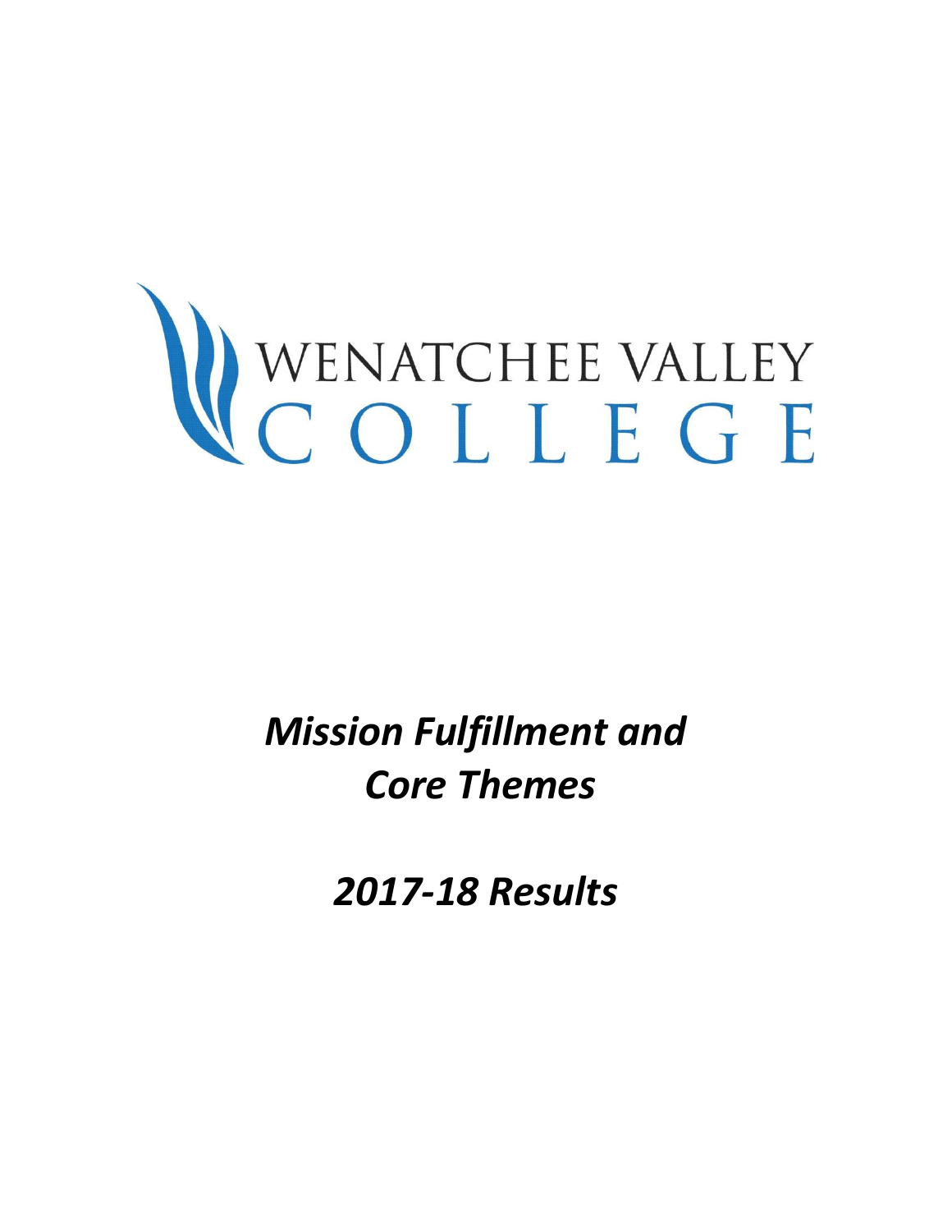WENATCHEE VALLEY COLLEGE

# *Mission Fulfillment and Core Themes*

# *2017-18 Results*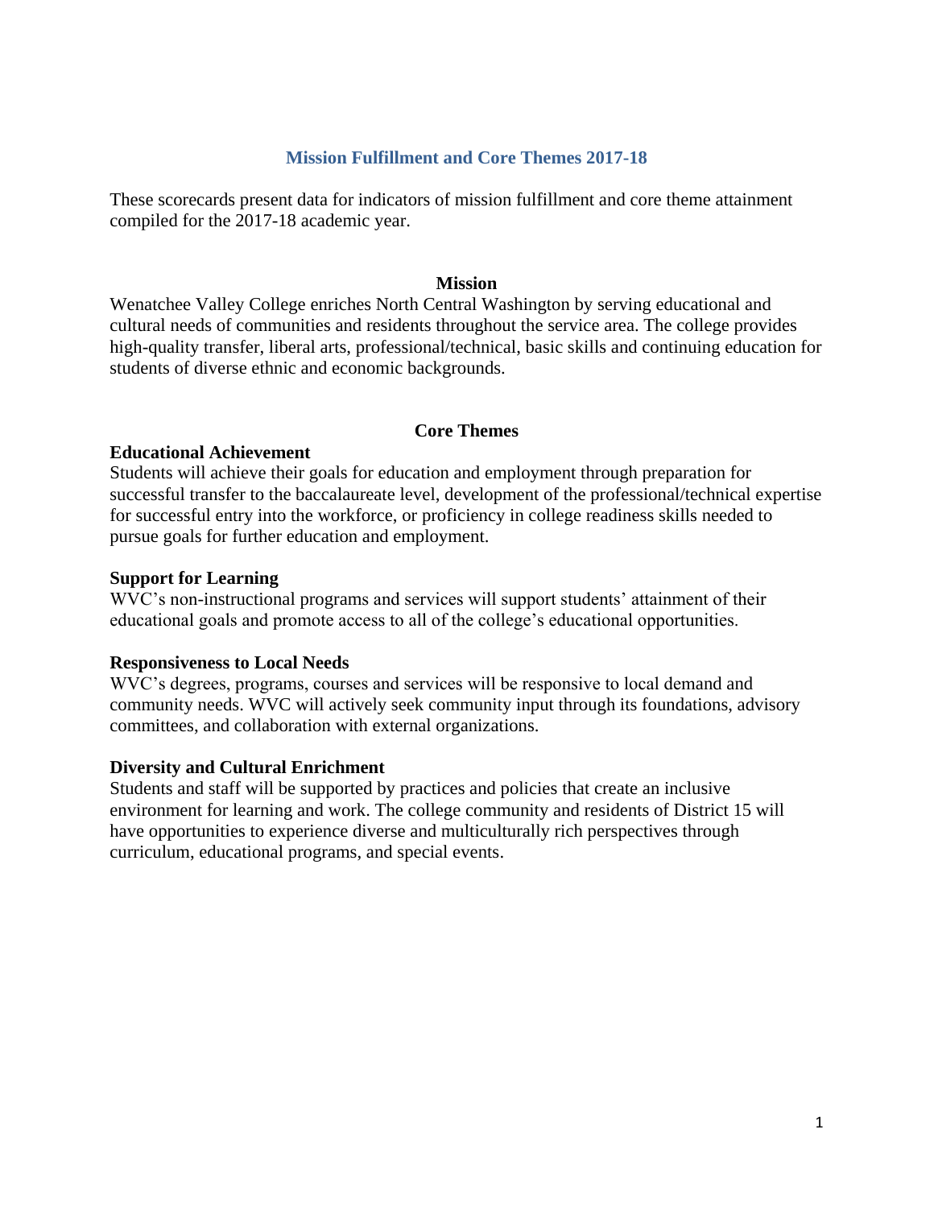# Mission Fulfillment and Core Themes 2017-18

These scorecards present data for indicators of mission fulfillment and core theme attainment compiled for the 2017-18 academic year.

## Mission

Wenatchee Valley College enriches North Central Washington by serving educational and cultural needs of communities and residents throughout the service area. The college provides high-quality transfer, liberal arts, professional/technical, basic skills and continuing education for students of diverse ethnic and economic backgrounds.

## Core Themes

### Educational Achievement

Students will achieve their goals for education and employment through preparation for successful transfer to the baccalaureate level, development of the professional/technical expertise for successful entry into the workforce, or proficiency in college readiness skills needed to pursue goals for further education and employment.

### Support for Learning

WVC's non-instructional programs and services will support students' attainment of their educational goals and promote access to all of the college's educational opportunities.

### Responsiveness to Local Needs

WVC's degrees, programs, courses and services will be responsive to local demand and community needs. WVC will actively seek community input through its foundations, advisory committees, and collaboration with external organizations.

### Diversity and Cultural Enrichment

Students and staff will be supported by practices and policies that create an inclusive environment for learning and work. The college community and residents of District 15 will have opportunities to experience diverse and multiculturally rich perspectives through curriculum, educational programs, and special events.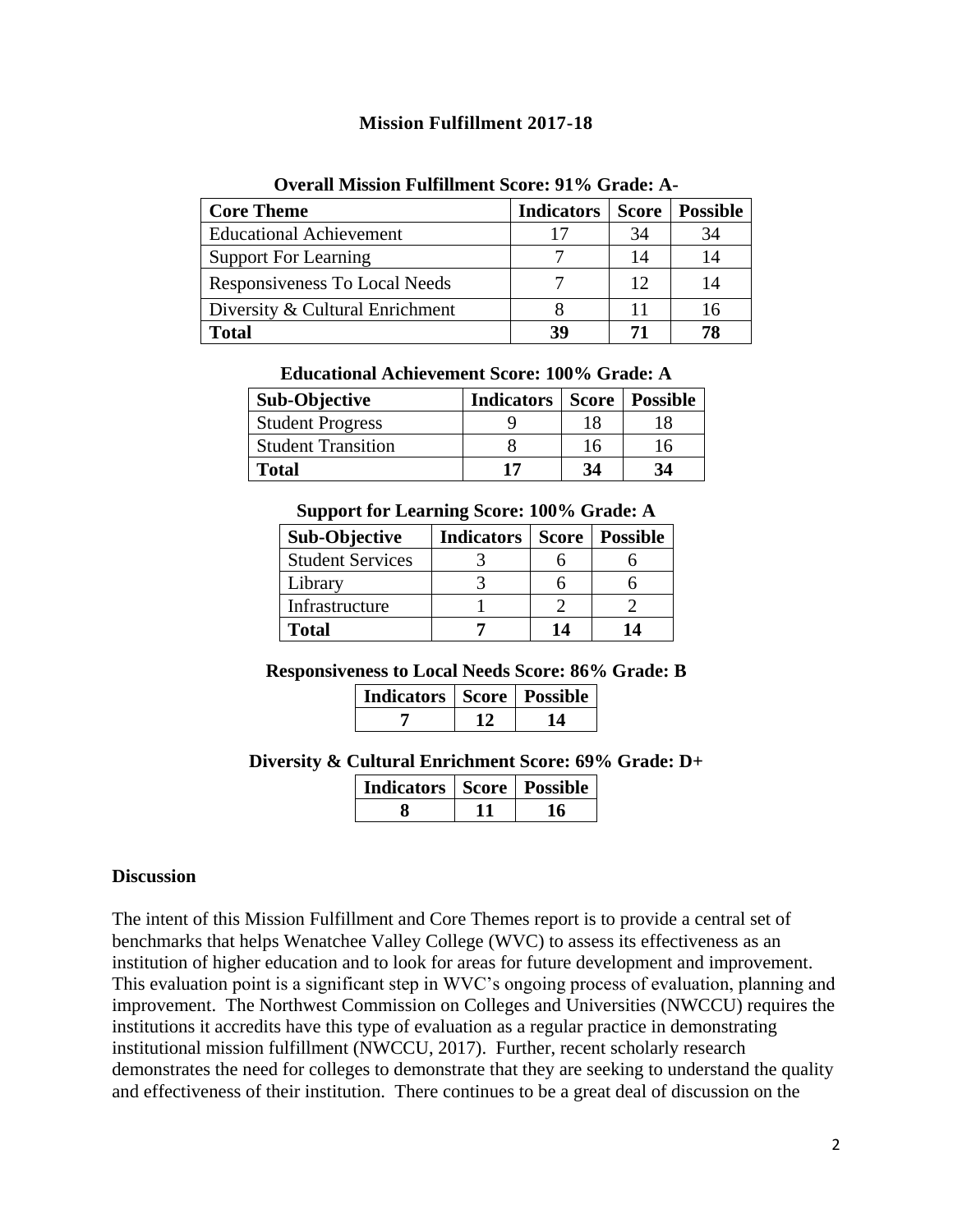## Mission Fulfillment 2017-18

**Overall Mission Fulfillment Score: 91% Grade: A-**

| Core Theme | Indicators | Score | Possible |
|---|---|---|---|
| Educational Achievement | 17 | 34 | 34 |
| Support For Learning | 7 | 14 | 14 |
| Responsiveness To Local Needs | 7 | 12 | 14 |
| Diversity & Cultural Enrichment | 8 | 11 | 16 |
| **Total** | **39** | **71** | **78** |

**Educational Achievement Score: 100% Grade: A**

| Sub-Objective | Indicators | Score | Possible |
|---|---|---|---|
| Student Progress | 9 | 18 | 18 |
| Student Transition | 8 | 16 | 16 |
| **Total** | **17** | **34** | **34** |

**Support for Learning Score: 100% Grade: A**

| Sub-Objective | Indicators | Score | Possible |
|---|---|---|---|
| Student Services | 3 | 6 | 6 |
| Library | 3 | 6 | 6 |
| Infrastructure | 1 | 2 | 2 |
| **Total** | **7** | **14** | **14** |

**Responsiveness to Local Needs Score: 86% Grade: B**

| Indicators | Score | Possible |
|---|---|---|
| **7** | **12** | **14** |

**Diversity & Cultural Enrichment Score: 69% Grade: D+**

| Indicators | Score | Possible |
|---|---|---|
| **8** | **11** | **16** |

### Discussion

The intent of this Mission Fulfillment and Core Themes report is to provide a central set of benchmarks that helps Wenatchee Valley College (WVC) to assess its effectiveness as an institution of higher education and to look for areas for future development and improvement. This evaluation point is a significant step in WVC's ongoing process of evaluation, planning and improvement. The Northwest Commission on Colleges and Universities (NWCCU) requires the institutions it accredits have this type of evaluation as a regular practice in demonstrating institutional mission fulfillment (NWCCU, 2017). Further, recent scholarly research demonstrates the need for colleges to demonstrate that they are seeking to understand the quality and effectiveness of their institution. There continues to be a great deal of discussion on the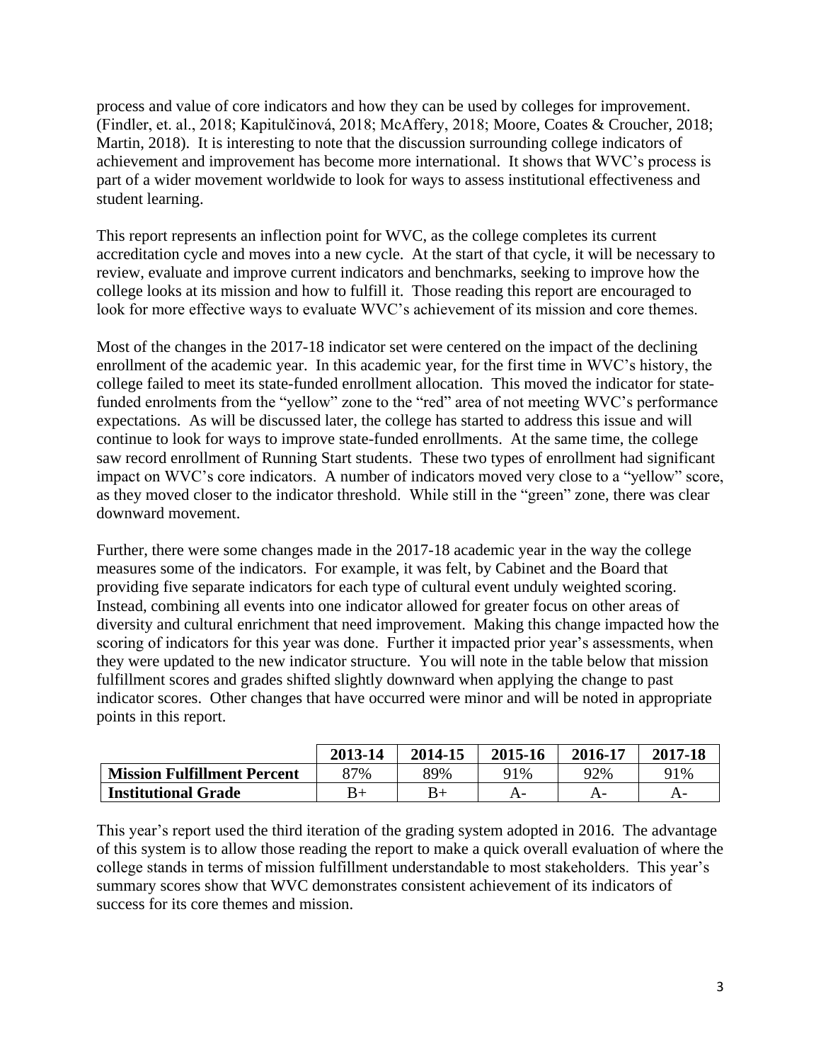process and value of core indicators and how they can be used by colleges for improvement. (Findler, et. al., 2018; Kapitulčinová, 2018; McAffery, 2018; Moore, Coates & Croucher, 2018; Martin, 2018). It is interesting to note that the discussion surrounding college indicators of achievement and improvement has become more international. It shows that WVC's process is part of a wider movement worldwide to look for ways to assess institutional effectiveness and student learning.

This report represents an inflection point for WVC, as the college completes its current accreditation cycle and moves into a new cycle. At the start of that cycle, it will be necessary to review, evaluate and improve current indicators and benchmarks, seeking to improve how the college looks at its mission and how to fulfill it. Those reading this report are encouraged to look for more effective ways to evaluate WVC's achievement of its mission and core themes.

Most of the changes in the 2017-18 indicator set were centered on the impact of the declining enrollment of the academic year. In this academic year, for the first time in WVC's history, the college failed to meet its state-funded enrollment allocation. This moved the indicator for state-funded enrolments from the "yellow" zone to the "red" area of not meeting WVC's performance expectations. As will be discussed later, the college has started to address this issue and will continue to look for ways to improve state-funded enrollments. At the same time, the college saw record enrollment of Running Start students. These two types of enrollment had significant impact on WVC's core indicators. A number of indicators moved very close to a "yellow" score, as they moved closer to the indicator threshold. While still in the "green" zone, there was clear downward movement.

Further, there were some changes made in the 2017-18 academic year in the way the college measures some of the indicators. For example, it was felt, by Cabinet and the Board that providing five separate indicators for each type of cultural event unduly weighted scoring. Instead, combining all events into one indicator allowed for greater focus on other areas of diversity and cultural enrichment that need improvement. Making this change impacted how the scoring of indicators for this year was done. Further it impacted prior year's assessments, when they were updated to the new indicator structure. You will note in the table below that mission fulfillment scores and grades shifted slightly downward when applying the change to past indicator scores. Other changes that have occurred were minor and will be noted in appropriate points in this report.

| | 2013-14 | 2014-15 | 2015-16 | 2016-17 | 2017-18 |
|---|---|---|---|---|---|
| **Mission Fulfillment Percent** | 87% | 89% | 91% | 92% | 91% |
| **Institutional Grade** | B+ | B+ | A- | A- | A- |

This year's report used the third iteration of the grading system adopted in 2016. The advantage of this system is to allow those reading the report to make a quick overall evaluation of where the college stands in terms of mission fulfillment understandable to most stakeholders. This year's summary scores show that WVC demonstrates consistent achievement of its indicators of success for its core themes and mission.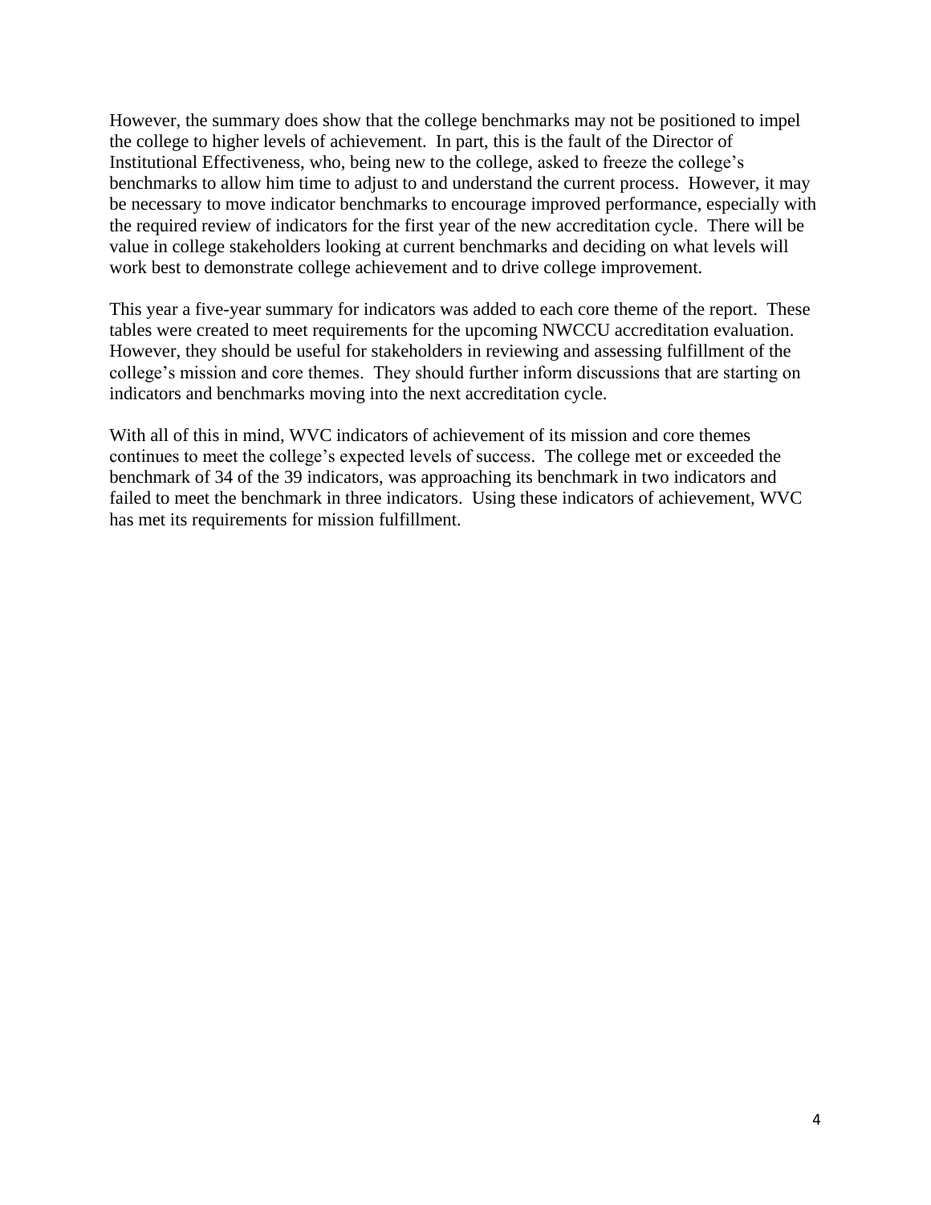However, the summary does show that the college benchmarks may not be positioned to impel the college to higher levels of achievement. In part, this is the fault of the Director of Institutional Effectiveness, who, being new to the college, asked to freeze the college's benchmarks to allow him time to adjust to and understand the current process. However, it may be necessary to move indicator benchmarks to encourage improved performance, especially with the required review of indicators for the first year of the new accreditation cycle. There will be value in college stakeholders looking at current benchmarks and deciding on what levels will work best to demonstrate college achievement and to drive college improvement.

This year a five-year summary for indicators was added to each core theme of the report. These tables were created to meet requirements for the upcoming NWCCU accreditation evaluation. However, they should be useful for stakeholders in reviewing and assessing fulfillment of the college's mission and core themes. They should further inform discussions that are starting on indicators and benchmarks moving into the next accreditation cycle.

With all of this in mind, WVC indicators of achievement of its mission and core themes continues to meet the college's expected levels of success. The college met or exceeded the benchmark of 34 of the 39 indicators, was approaching its benchmark in two indicators and failed to meet the benchmark in three indicators. Using these indicators of achievement, WVC has met its requirements for mission fulfillment.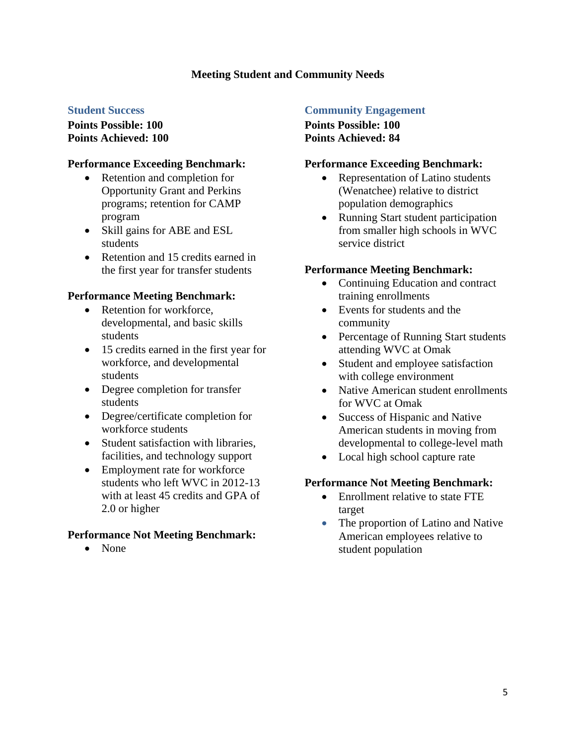# Meeting Student and Community Needs

## Student Success

**Points Possible: 100**
**Points Achieved: 100**

**Performance Exceeding Benchmark:**

- Retention and completion for Opportunity Grant and Perkins programs; retention for CAMP program
- Skill gains for ABE and ESL students
- Retention and 15 credits earned in the first year for transfer students

**Performance Meeting Benchmark:**

- Retention for workforce, developmental, and basic skills students
- 15 credits earned in the first year for workforce, and developmental students
- Degree completion for transfer students
- Degree/certificate completion for workforce students
- Student satisfaction with libraries, facilities, and technology support
- Employment rate for workforce students who left WVC in 2012-13 with at least 45 credits and GPA of 2.0 or higher

**Performance Not Meeting Benchmark:**

- None

## Community Engagement

**Points Possible: 100**
**Points Achieved: 84**

**Performance Exceeding Benchmark:**

- Representation of Latino students (Wenatchee) relative to district population demographics
- Running Start student participation from smaller high schools in WVC service district

**Performance Meeting Benchmark:**

- Continuing Education and contract training enrollments
- Events for students and the community
- Percentage of Running Start students attending WVC at Omak
- Student and employee satisfaction with college environment
- Native American student enrollments for WVC at Omak
- Success of Hispanic and Native American students in moving from developmental to college-level math
- Local high school capture rate

**Performance Not Meeting Benchmark:**

- Enrollment relative to state FTE target
- The proportion of Latino and Native American employees relative to student population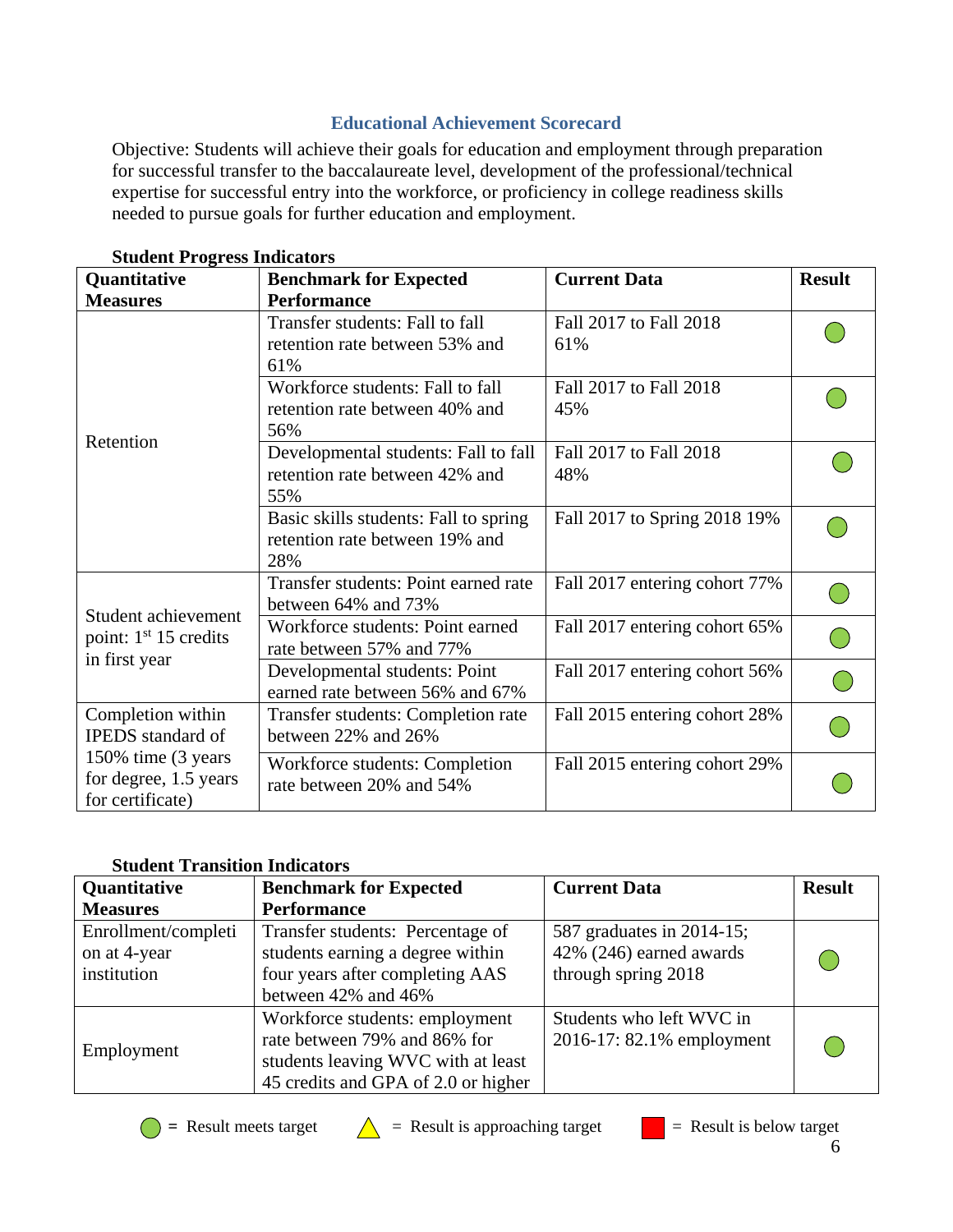## Educational Achievement Scorecard

Objective: Students will achieve their goals for education and employment through preparation for successful transfer to the baccalaureate level, development of the professional/technical expertise for successful entry into the workforce, or proficiency in college readiness skills needed to pursue goals for further education and employment.

**Student Progress Indicators**

| Quantitative Measures | Benchmark for Expected Performance | Current Data | Result |
|---|---|---|---|
| Retention | Transfer students: Fall to fall retention rate between 53% and 61% | Fall 2017 to Fall 2018 61% | ● |
| | Workforce students: Fall to fall retention rate between 40% and 56% | Fall 2017 to Fall 2018 45% | ● |
| | Developmental students: Fall to fall retention rate between 42% and 55% | Fall 2017 to Fall 2018 48% | ● |
| | Basic skills students: Fall to spring retention rate between 19% and 28% | Fall 2017 to Spring 2018 19% | ● |
| Student achievement point: 1st 15 credits in first year | Transfer students: Point earned rate between 64% and 73% | Fall 2017 entering cohort 77% | ● |
| | Workforce students: Point earned rate between 57% and 77% | Fall 2017 entering cohort 65% | ● |
| | Developmental students: Point earned rate between 56% and 67% | Fall 2017 entering cohort 56% | ● |
| Completion within IPEDS standard of 150% time (3 years for degree, 1.5 years for certificate) | Transfer students: Completion rate between 22% and 26% | Fall 2015 entering cohort 28% | ● |
| | Workforce students: Completion rate between 20% and 54% | Fall 2015 entering cohort 29% | ● |

**Student Transition Indicators**

| Quantitative Measures | Benchmark for Expected Performance | Current Data | Result |
|---|---|---|---|
| Enrollment/completion at 4-year institution | Transfer students: Percentage of students earning a degree within four years after completing AAS between 42% and 46% | 587 graduates in 2014-15; 42% (246) earned awards through spring 2018 | ● |
| Employment | Workforce students: employment rate between 79% and 86% for students leaving WVC with at least 45 credits and GPA of 2.0 or higher | Students who left WVC in 2016-17: 82.1% employment | ● |

● = Result meets target  ▲ = Result is approaching target  ■ = Result is below target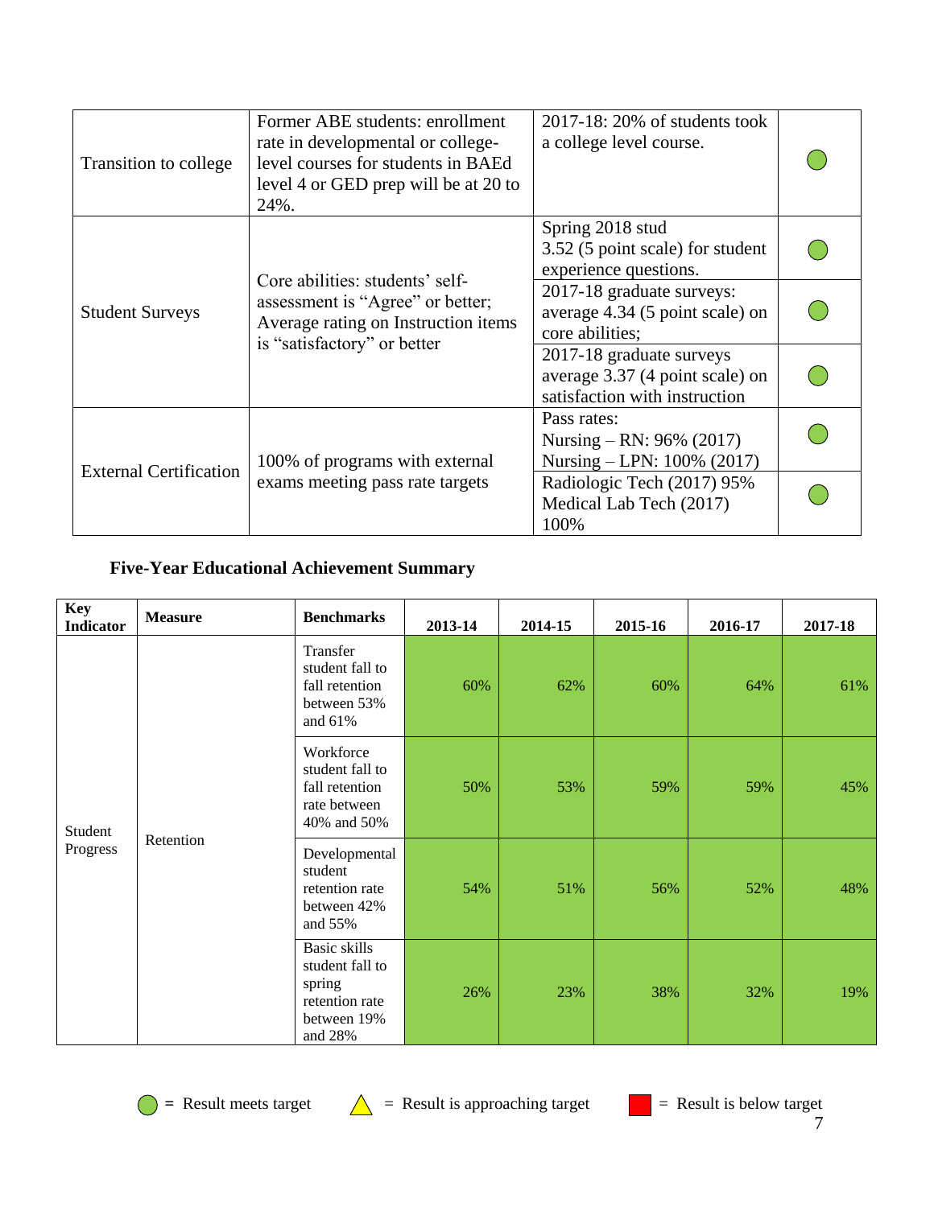| | | | |
|---|---|---|---|
| Transition to college | Former ABE students: enrollment rate in developmental or college-level courses for students in BAEd level 4 or GED prep will be at 20 to 24%. | 2017-18: 20% of students took a college level course. | ● |
| Student Surveys | Core abilities: students' self-assessment is "Agree" or better; Average rating on Instruction items is "satisfactory" or better | Spring 2018 stud 3.52 (5 point scale) for student experience questions. | ● |
| | | 2017-18 graduate surveys: average 4.34 (5 point scale) on core abilities; | ● |
| | | 2017-18 graduate surveys average 3.37 (4 point scale) on satisfaction with instruction | ● |
| External Certification | 100% of programs with external exams meeting pass rate targets | Pass rates: Nursing – RN: 96% (2017) Nursing – LPN: 100% (2017) | ● |
| | | Radiologic Tech (2017) 95% Medical Lab Tech (2017) 100% | ● |

## Five-Year Educational Achievement Summary

| Key Indicator | Measure | Benchmarks | 2013-14 | 2014-15 | 2015-16 | 2016-17 | 2017-18 |
|---|---|---|---|---|---|---|---|
| Student Progress | Retention | Transfer student fall to fall retention between 53% and 61% | 60% | 62% | 60% | 64% | 61% |
| | | Workforce student fall to fall retention rate between 40% and 50% | 50% | 53% | 59% | 59% | 45% |
| | | Developmental student retention rate between 42% and 55% | 54% | 51% | 56% | 52% | 48% |
| | | Basic skills student fall to spring retention rate between 19% and 28% | 26% | 23% | 38% | 32% | 19% |

● = Result meets target ▲ = Result is approaching target ■ = Result is below target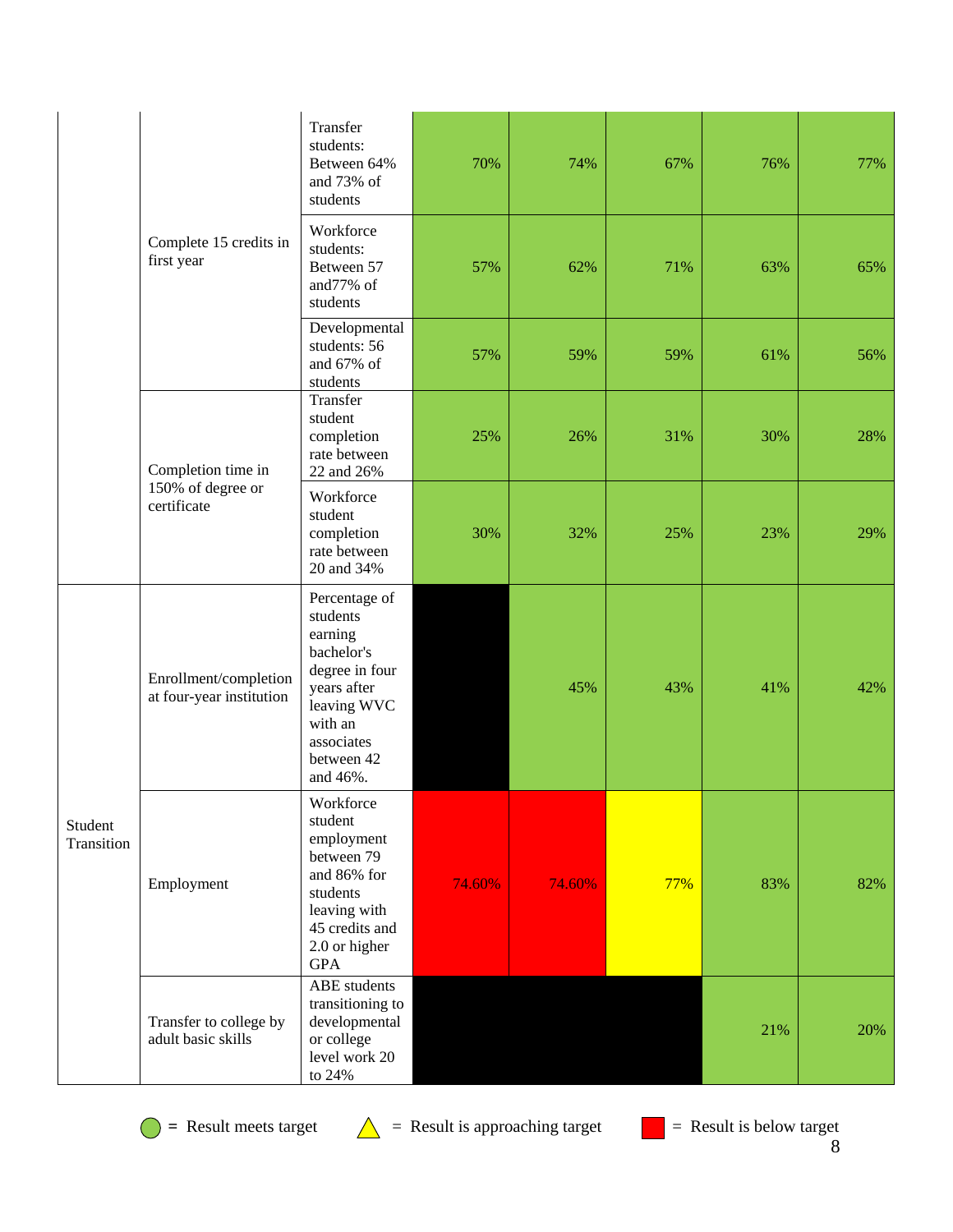| | | | | | | | |
|---|---|---|---|---|---|---|---|
| | Complete 15 credits in first year | Transfer students: Between 64% and 73% of students | 70% | 74% | 67% | 76% | 77% |
| | | Workforce students: Between 57 and77% of students | 57% | 62% | 71% | 63% | 65% |
| | | Developmental students: 56 and 67% of students | 57% | 59% | 59% | 61% | 56% |
| | Completion time in 150% of degree or certificate | Transfer student completion rate between 22 and 26% | 25% | 26% | 31% | 30% | 28% |
| | | Workforce student completion rate between 20 and 34% | 30% | 32% | 25% | 23% | 29% |
| Student Transition | Enrollment/completion at four-year institution | Percentage of students earning bachelor's degree in four years after leaving WVC with an associates between 42 and 46%. | | 45% | 43% | 41% | 42% |
| | Employment | Workforce student employment between 79 and 86% for students leaving with 45 credits and 2.0 or higher GPA | 74.60% | 74.60% | 77% | 83% | 82% |
| | Transfer to college by adult basic skills | ABE students transitioning to developmental or college level work 20 to 24% | | | | 21% | 20% |

= Result meets target &nbsp;&nbsp; = Result is approaching target &nbsp;&nbsp; = Result is below target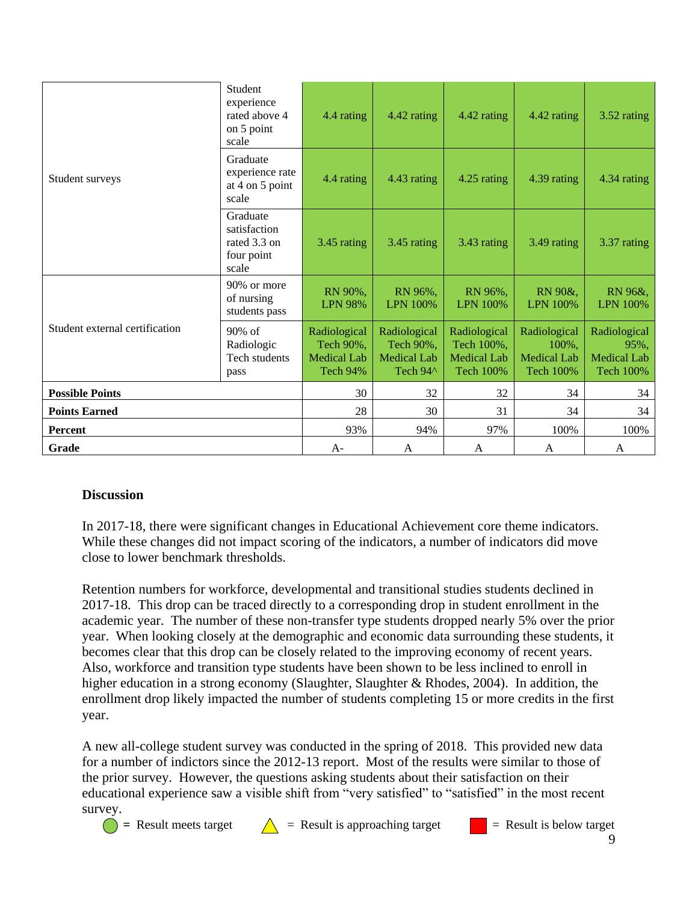| | | | | | | |
|---|---|---|---|---|---|---|
| Student surveys | Student experience rated above 4 on 5 point scale | 4.4 rating | 4.42 rating | 4.42 rating | 4.42 rating | 3.52 rating |
| | Graduate experience rate at 4 on 5 point scale | 4.4 rating | 4.43 rating | 4.25 rating | 4.39 rating | 4.34 rating |
| | Graduate satisfaction rated 3.3 on four point scale | 3.45 rating | 3.45 rating | 3.43 rating | 3.49 rating | 3.37 rating |
| Student external certification | 90% or more of nursing students pass | RN 90%, LPN 98% | RN 96%, LPN 100% | RN 96%, LPN 100% | RN 90&, LPN 100% | RN 96&, LPN 100% |
| | 90% of Radiologic Tech students pass | Radiological Tech 90%, Medical Lab Tech 94% | Radiological Tech 90%, Medical Lab Tech 94^ | Radiological Tech 100%, Medical Lab Tech 100% | Radiological 100%, Medical Lab Tech 100% | Radiological 95%, Medical Lab Tech 100% |
| **Possible Points** | | 30 | 32 | 32 | 34 | 34 |
| **Points Earned** | | 28 | 30 | 31 | 34 | 34 |
| **Percent** | | 93% | 94% | 97% | 100% | 100% |
| **Grade** | | A- | A | A | A | A |

**Discussion**

In 2017-18, there were significant changes in Educational Achievement core theme indicators. While these changes did not impact scoring of the indicators, a number of indicators did move close to lower benchmark thresholds.

Retention numbers for workforce, developmental and transitional studies students declined in 2017-18. This drop can be traced directly to a corresponding drop in student enrollment in the academic year. The number of these non-transfer type students dropped nearly 5% over the prior year. When looking closely at the demographic and economic data surrounding these students, it becomes clear that this drop can be closely related to the improving economy of recent years. Also, workforce and transition type students have been shown to be less inclined to enroll in higher education in a strong economy (Slaughter, Slaughter & Rhodes, 2004). In addition, the enrollment drop likely impacted the number of students completing 15 or more credits in the first year.

A new all-college student survey was conducted in the spring of 2018. This provided new data for a number of indictors since the 2012-13 report. Most of the results were similar to those of the prior survey. However, the questions asking students about their satisfaction on their educational experience saw a visible shift from "very satisfied" to "satisfied" in the most recent survey.

● = Result meets target ▲ = Result is approaching target ■ = Result is below target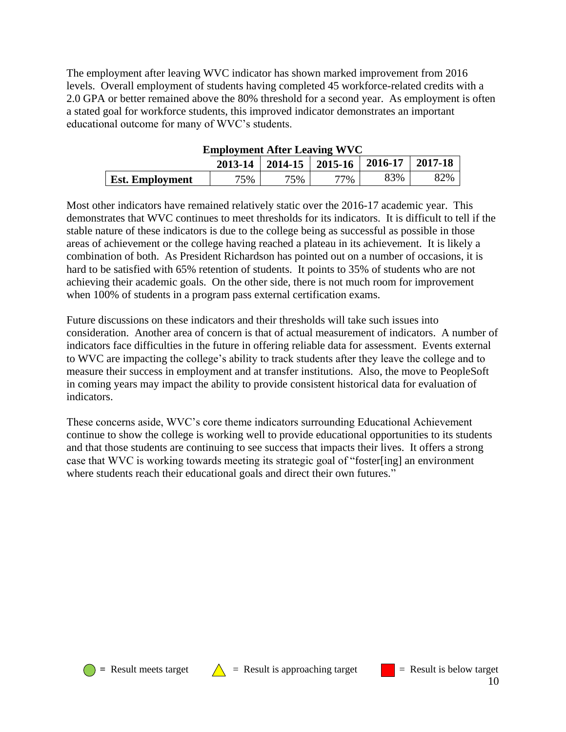The employment after leaving WVC indicator has shown marked improvement from 2016 levels. Overall employment of students having completed 45 workforce-related credits with a 2.0 GPA or better remained above the 80% threshold for a second year. As employment is often a stated goal for workforce students, this improved indicator demonstrates an important educational outcome for many of WVC's students.

**Employment After Leaving WVC**

| | 2013-14 | 2014-15 | 2015-16 | 2016-17 | 2017-18 |
|---|---|---|---|---|---|
| **Est. Employment** | 75% | 75% | 77% | 83% | 82% |

Most other indicators have remained relatively static over the 2016-17 academic year. This demonstrates that WVC continues to meet thresholds for its indicators. It is difficult to tell if the stable nature of these indicators is due to the college being as successful as possible in those areas of achievement or the college having reached a plateau in its achievement. It is likely a combination of both. As President Richardson has pointed out on a number of occasions, it is hard to be satisfied with 65% retention of students. It points to 35% of students who are not achieving their academic goals. On the other side, there is not much room for improvement when 100% of students in a program pass external certification exams.

Future discussions on these indicators and their thresholds will take such issues into consideration. Another area of concern is that of actual measurement of indicators. A number of indicators face difficulties in the future in offering reliable data for assessment. Events external to WVC are impacting the college's ability to track students after they leave the college and to measure their success in employment and at transfer institutions. Also, the move to PeopleSoft in coming years may impact the ability to provide consistent historical data for evaluation of indicators.

These concerns aside, WVC's core theme indicators surrounding Educational Achievement continue to show the college is working well to provide educational opportunities to its students and that those students are continuing to see success that impacts their lives. It offers a strong case that WVC is working towards meeting its strategic goal of "foster[ing] an environment where students reach their educational goals and direct their own futures."

= Result meets target = Result is approaching target = Result is below target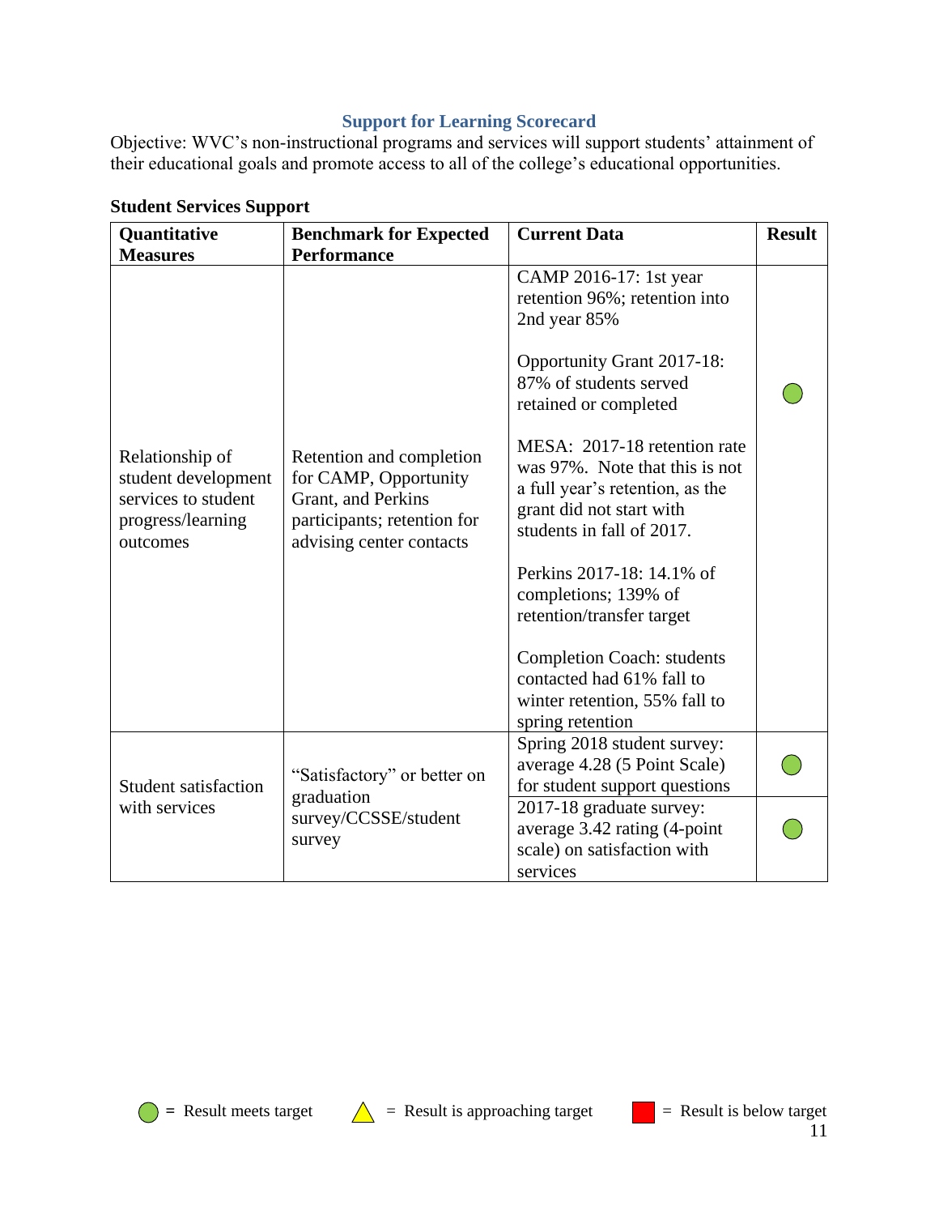## Support for Learning Scorecard

Objective: WVC's non-instructional programs and services will support students' attainment of their educational goals and promote access to all of the college's educational opportunities.

**Student Services Support**

| Quantitative Measures | Benchmark for Expected Performance | Current Data | Result |
|---|---|---|---|
| Relationship of student development services to student progress/learning outcomes | Retention and completion for CAMP, Opportunity Grant, and Perkins participants; retention for advising center contacts | CAMP 2016-17: 1st year retention 96%; retention into 2nd year 85%<br><br>Opportunity Grant 2017-18: 87% of students served retained or completed<br><br>MESA: 2017-18 retention rate was 97%. Note that this is not a full year's retention, as the grant did not start with students in fall of 2017.<br><br>Perkins 2017-18: 14.1% of completions; 139% of retention/transfer target<br><br>Completion Coach: students contacted had 61% fall to winter retention, 55% fall to spring retention | Green circle |
| Student satisfaction with services | "Satisfactory" or better on graduation survey/CCSSE/student survey | Spring 2018 student survey: average 4.28 (5 Point Scale) for student support questions | Green circle |
| | | 2017-18 graduate survey: average 3.42 rating (4-point scale) on satisfaction with services | Green circle |

Green circle = Result meets target &nbsp;&nbsp; Yellow triangle = Result is approaching target &nbsp;&nbsp; Red square = Result is below target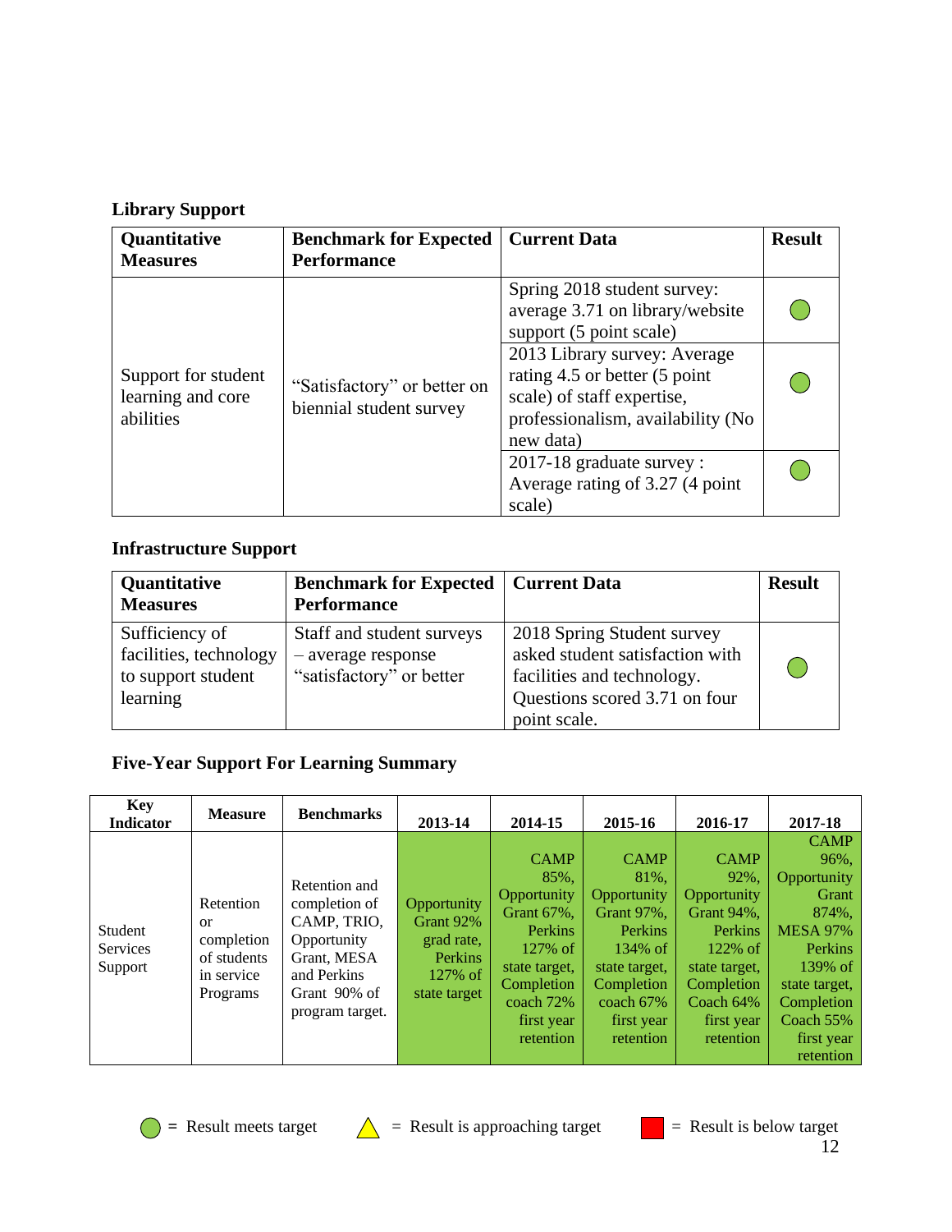### Library Support

| Quantitative Measures | Benchmark for Expected Performance | Current Data | Result |
|---|---|---|---|
| Support for student learning and core abilities | "Satisfactory" or better on biennial student survey | Spring 2018 student survey: average 3.71 on library/website support (5 point scale) | ● |
| | | 2013 Library survey: Average rating 4.5 or better (5 point scale) of staff expertise, professionalism, availability (No new data) | ● |
| | | 2017-18 graduate survey : Average rating of 3.27 (4 point scale) | ● |

### Infrastructure Support

| Quantitative Measures | Benchmark for Expected Performance | Current Data | Result |
|---|---|---|---|
| Sufficiency of facilities, technology to support student learning | Staff and student surveys – average response "satisfactory" or better | 2018 Spring Student survey asked student satisfaction with facilities and technology. Questions scored 3.71 on four point scale. | ● |

### Five-Year Support For Learning Summary

| Key Indicator | Measure | Benchmarks | 2013-14 | 2014-15 | 2015-16 | 2016-17 | 2017-18 |
|---|---|---|---|---|---|---|---|
| Student Services Support | Retention or completion of students in service Programs | Retention and completion of CAMP, TRIO, Opportunity Grant, MESA and Perkins Grant 90% of program target. | Opportunity Grant 92% grad rate, Perkins 127% of state target | CAMP 85%, Opportunity Grant 67%, Perkins 127% of state target, Completion coach 72% first year retention | CAMP 81%, Opportunity Grant 97%, Perkins 134% of state target, Completion coach 67% first year retention | CAMP 92%, Opportunity Grant 94%, Perkins 122% of state target, Completion Coach 64% first year retention | CAMP 96%, Opportunity Grant 874%, MESA 97% Perkins 139% of state target, Completion Coach 55% first year retention |

● = Result meets target ▲ = Result is approaching target ■ = Result is below target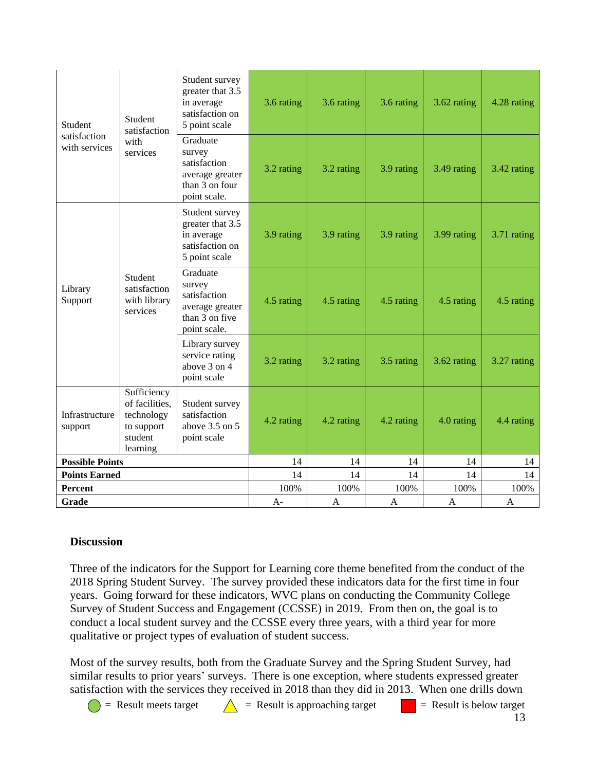| | | | | | | | |
|---|---|---|---|---|---|---|---|
| Student satisfaction with services | Student satisfaction with services | Student survey greater that 3.5 in average satisfaction on 5 point scale | 3.6 rating | 3.6 rating | 3.6 rating | 3.62 rating | 4.28 rating |
| | | Graduate survey satisfaction average greater than 3 on four point scale. | 3.2 rating | 3.2 rating | 3.9 rating | 3.49 rating | 3.42 rating |
| Library Support | Student satisfaction with library services | Student survey greater that 3.5 in average satisfaction on 5 point scale | 3.9 rating | 3.9 rating | 3.9 rating | 3.99 rating | 3.71 rating |
| | | Graduate survey satisfaction average greater than 3 on five point scale. | 4.5 rating | 4.5 rating | 4.5 rating | 4.5 rating | 4.5 rating |
| | | Library survey service rating above 3 on 4 point scale | 3.2 rating | 3.2 rating | 3.5 rating | 3.62 rating | 3.27 rating |
| Infrastructure support | Sufficiency of facilities, technology to support student learning | Student survey satisfaction above 3.5 on 5 point scale | 4.2 rating | 4.2 rating | 4.2 rating | 4.0 rating | 4.4 rating |
| **Possible Points** | | | 14 | 14 | 14 | 14 | 14 |
| **Points Earned** | | | 14 | 14 | 14 | 14 | 14 |
| **Percent** | | | 100% | 100% | 100% | 100% | 100% |
| **Grade** | | | A- | A | A | A | A |

**Discussion**

Three of the indicators for the Support for Learning core theme benefited from the conduct of the 2018 Spring Student Survey. The survey provided these indicators data for the first time in four years. Going forward for these indicators, WVC plans on conducting the Community College Survey of Student Success and Engagement (CCSSE) in 2019. From then on, the goal is to conduct a local student survey and the CCSSE every three years, with a third year for more qualitative or project types of evaluation of student success.

Most of the survey results, both from the Graduate Survey and the Spring Student Survey, had similar results to prior years' surveys. There is one exception, where students expressed greater satisfaction with the services they received in 2018 than they did in 2013. When one drills down

= Result meets target = Result is approaching target = Result is below target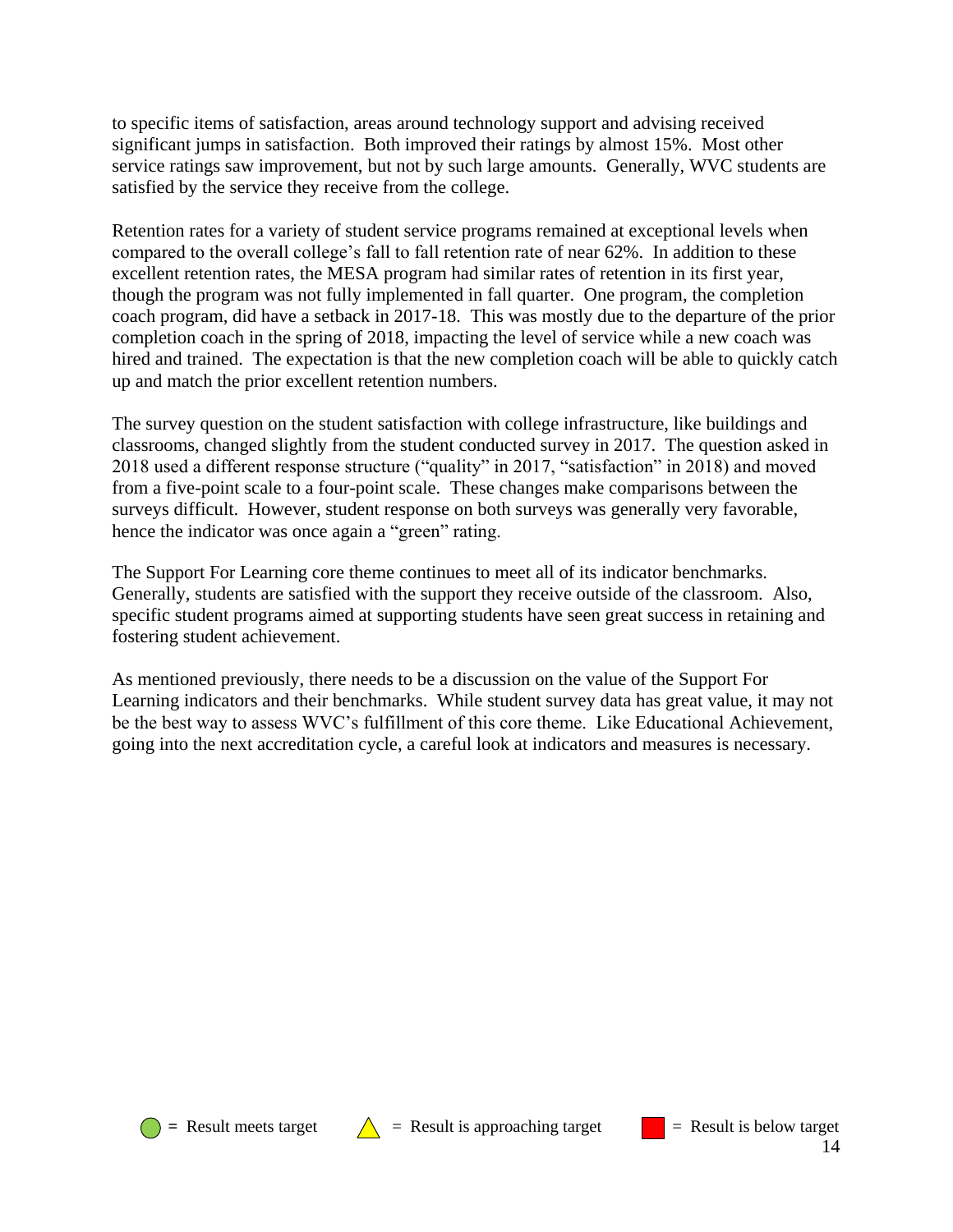to specific items of satisfaction, areas around technology support and advising received significant jumps in satisfaction. Both improved their ratings by almost 15%. Most other service ratings saw improvement, but not by such large amounts. Generally, WVC students are satisfied by the service they receive from the college.

Retention rates for a variety of student service programs remained at exceptional levels when compared to the overall college's fall to fall retention rate of near 62%. In addition to these excellent retention rates, the MESA program had similar rates of retention in its first year, though the program was not fully implemented in fall quarter. One program, the completion coach program, did have a setback in 2017-18. This was mostly due to the departure of the prior completion coach in the spring of 2018, impacting the level of service while a new coach was hired and trained. The expectation is that the new completion coach will be able to quickly catch up and match the prior excellent retention numbers.

The survey question on the student satisfaction with college infrastructure, like buildings and classrooms, changed slightly from the student conducted survey in 2017. The question asked in 2018 used a different response structure ("quality" in 2017, "satisfaction" in 2018) and moved from a five-point scale to a four-point scale. These changes make comparisons between the surveys difficult. However, student response on both surveys was generally very favorable, hence the indicator was once again a "green" rating.

The Support For Learning core theme continues to meet all of its indicator benchmarks. Generally, students are satisfied with the support they receive outside of the classroom. Also, specific student programs aimed at supporting students have seen great success in retaining and fostering student achievement.

As mentioned previously, there needs to be a discussion on the value of the Support For Learning indicators and their benchmarks. While student survey data has great value, it may not be the best way to assess WVC's fulfillment of this core theme. Like Educational Achievement, going into the next accreditation cycle, a careful look at indicators and measures is necessary.

● = Result meets target    △ = Result is approaching target    ■ = Result is below target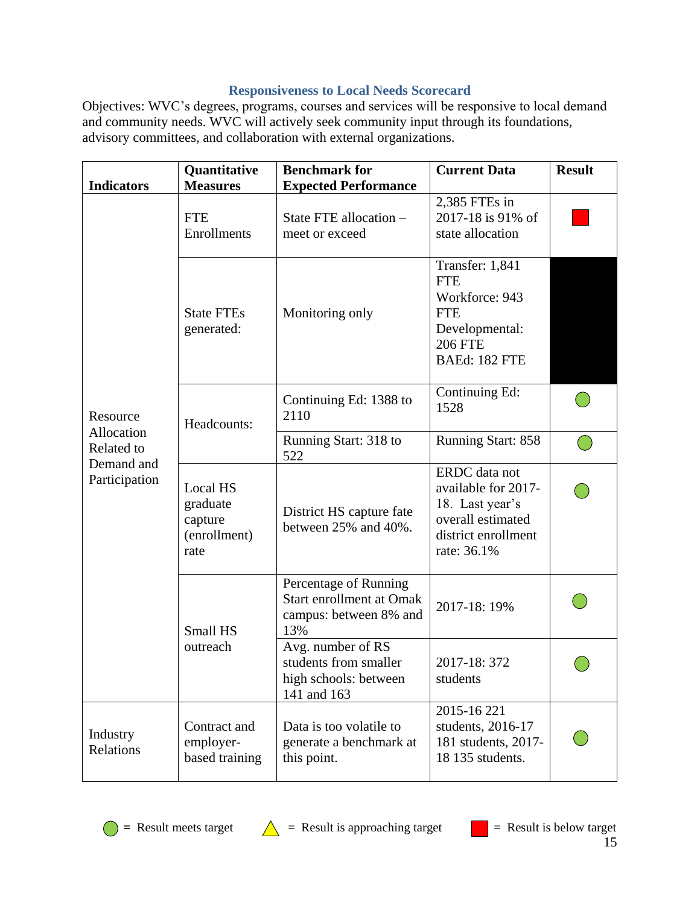### Responsiveness to Local Needs Scorecard

Objectives: WVC's degrees, programs, courses and services will be responsive to local demand and community needs. WVC will actively seek community input through its foundations, advisory committees, and collaboration with external organizations.

| Indicators | Quantitative Measures | Benchmark for Expected Performance | Current Data | Result |
|---|---|---|---|---|
| Resource Allocation Related to Demand and Participation | FTE Enrollments | State FTE allocation – meet or exceed | 2,385 FTEs in 2017-18 is 91% of state allocation | Result is below target |
| | State FTEs generated: | Monitoring only | Transfer: 1,841 FTE<br>Workforce: 943 FTE<br>Developmental: 206 FTE<br>BAEd: 182 FTE | |
| | Headcounts: | Continuing Ed: 1388 to 2110 | Continuing Ed: 1528 | Result meets target |
| | | Running Start: 318 to 522 | Running Start: 858 | Result meets target |
| | Local HS graduate capture (enrollment) rate | District HS capture fate between 25% and 40%. | ERDC data not available for 2017-18. Last year's overall estimated district enrollment rate: 36.1% | Result meets target |
| | Small HS outreach | Percentage of Running Start enrollment at Omak campus: between 8% and 13% | 2017-18: 19% | Result meets target |
| | | Avg. number of RS students from smaller high schools: between 141 and 163 | 2017-18: 372 students | Result meets target |
| Industry Relations | Contract and employer-based training | Data is too volatile to generate a benchmark at this point. | 2015-16 221 students, 2016-17 181 students, 2017-18 135 students. | Result meets target |

Legend: Green circle = Result meets target; Yellow triangle = Result is approaching target; Red square = Result is below target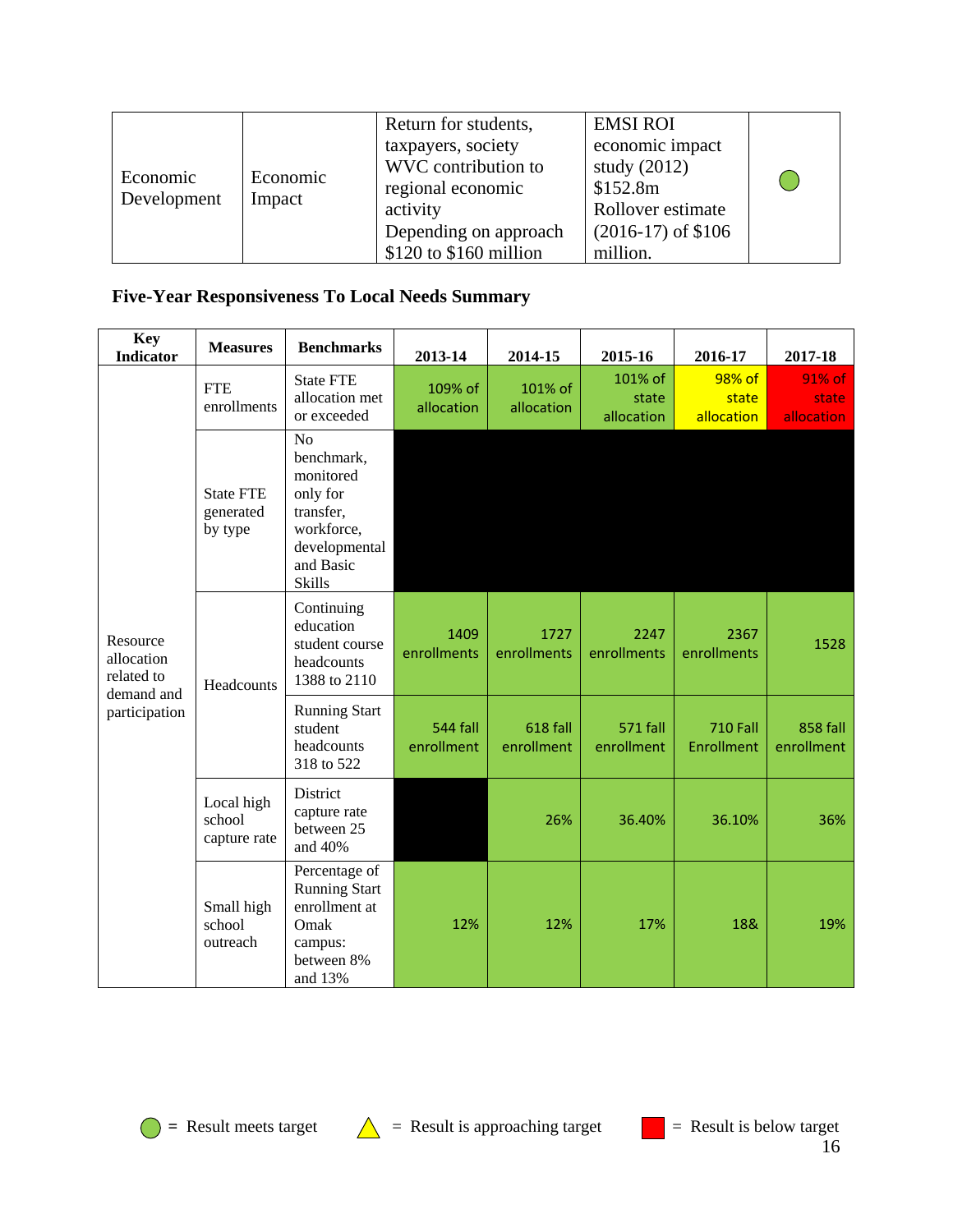| | | | | |
|---|---|---|---|---|
| Economic Development | Economic Impact | Return for students, taxpayers, society WVC contribution to regional economic activity Depending on approach \$120 to \$160 million | EMSI ROI economic impact study (2012) \$152.8m Rollover estimate (2016-17) of \$106 million. | ● |

### Five-Year Responsiveness To Local Needs Summary

| Key Indicator | Measures | Benchmarks | 2013-14 | 2014-15 | 2015-16 | 2016-17 | 2017-18 |
|---|---|---|---|---|---|---|---|
| Resource allocation related to demand and participation | FTE enrollments | State FTE allocation met or exceeded | 109% of allocation | 101% of allocation | 101% of state allocation | 98% of state allocation | 91% of state allocation |
| | State FTE generated by type | No benchmark, monitored only for transfer, workforce, developmental and Basic Skills | | | | | |
| | Headcounts | Continuing education student course headcounts 1388 to 2110 | 1409 enrollments | 1727 enrollments | 2247 enrollments | 2367 enrollments | 1528 |
| | | Running Start student headcounts 318 to 522 | 544 fall enrollment | 618 fall enrollment | 571 fall enrollment | 710 Fall Enrollment | 858 fall enrollment |
| | Local high school capture rate | District capture rate between 25 and 40% | | 26% | 36.40% | 36.10% | 36% |
| | Small high school outreach | Percentage of Running Start enrollment at Omak campus: between 8% and 13% | 12% | 12% | 17% | 18& | 19% |

● = Result meets target ▲ = Result is approaching target ■ = Result is below target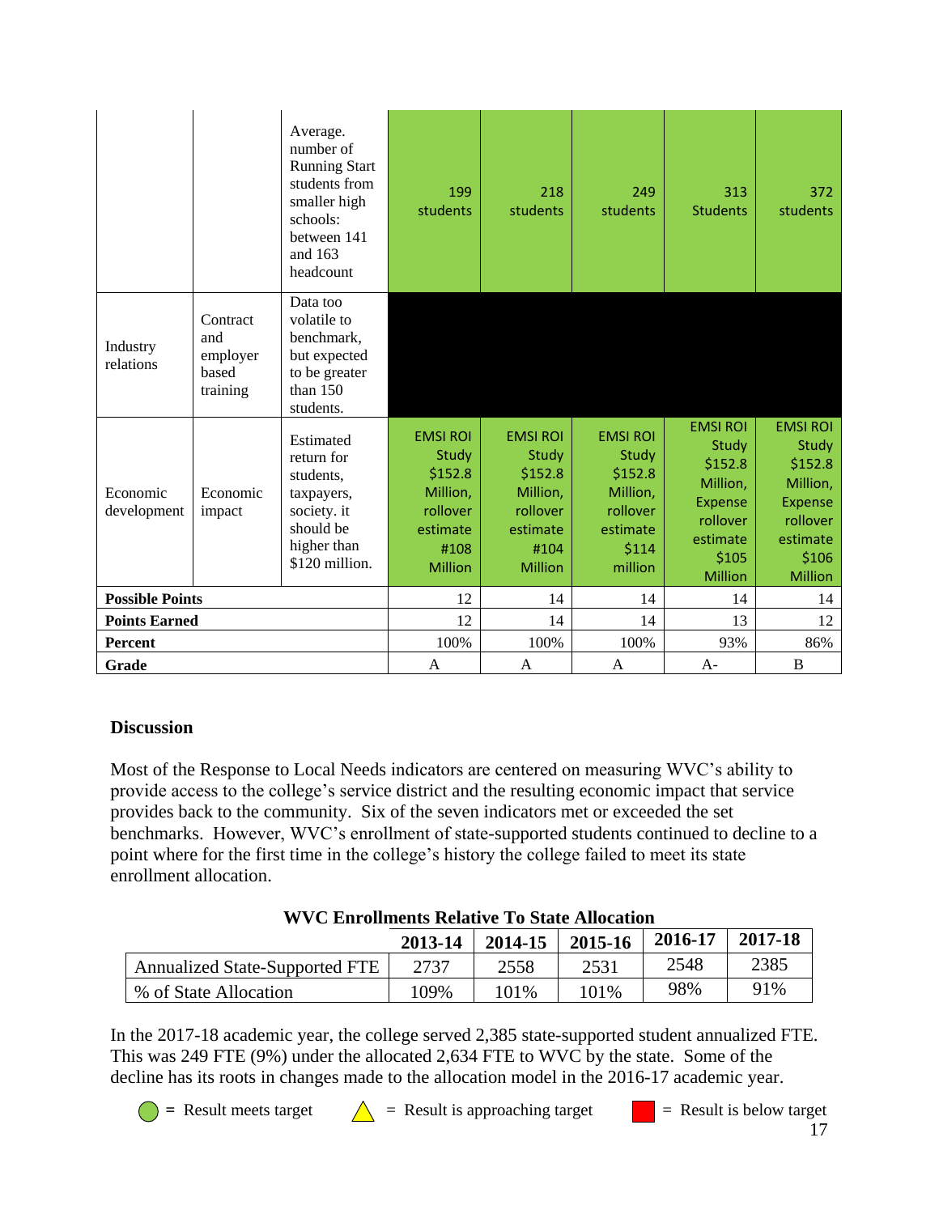| | | | | | | | |
|---|---|---|---|---|---|---|---|
| | | Average. number of Running Start students from smaller high schools: between 141 and 163 headcount | 199 students | 218 students | 249 students | 313 Students | 372 students |
| Industry relations | Contract and employer based training | Data too volatile to benchmark, but expected to be greater than 150 students. | | | | | |
| Economic development | Economic impact | Estimated return for students, taxpayers, society. it should be higher than $120 million. | EMSI ROI Study $152.8 Million, rollover estimate #108 Million | EMSI ROI Study $152.8 Million, rollover estimate #104 Million | EMSI ROI Study $152.8 Million, rollover estimate $114 million | EMSI ROI Study $152.8 Million, Expense rollover estimate $105 Million | EMSI ROI Study $152.8 Million, Expense rollover estimate $106 Million |
| **Possible Points** | | | 12 | 14 | 14 | 14 | 14 |
| **Points Earned** | | | 12 | 14 | 14 | 13 | 12 |
| **Percent** | | | 100% | 100% | 100% | 93% | 86% |
| **Grade** | | | A | A | A | A- | B |

## Discussion

Most of the Response to Local Needs indicators are centered on measuring WVC's ability to provide access to the college's service district and the resulting economic impact that service provides back to the community. Six of the seven indicators met or exceeded the set benchmarks. However, WVC's enrollment of state-supported students continued to decline to a point where for the first time in the college's history the college failed to meet its state enrollment allocation.

**WVC Enrollments Relative To State Allocation**

| | 2013-14 | 2014-15 | 2015-16 | 2016-17 | 2017-18 |
|---|---|---|---|---|---|
| Annualized State-Supported FTE | 2737 | 2558 | 2531 | 2548 | 2385 |
| % of State Allocation | 109% | 101% | 101% | 98% | 91% |

In the 2017-18 academic year, the college served 2,385 state-supported student annualized FTE. This was 249 FTE (9%) under the allocated 2,634 FTE to WVC by the state. Some of the decline has its roots in changes made to the allocation model in the 2016-17 academic year.

= Result meets target    = Result is approaching target    = Result is below target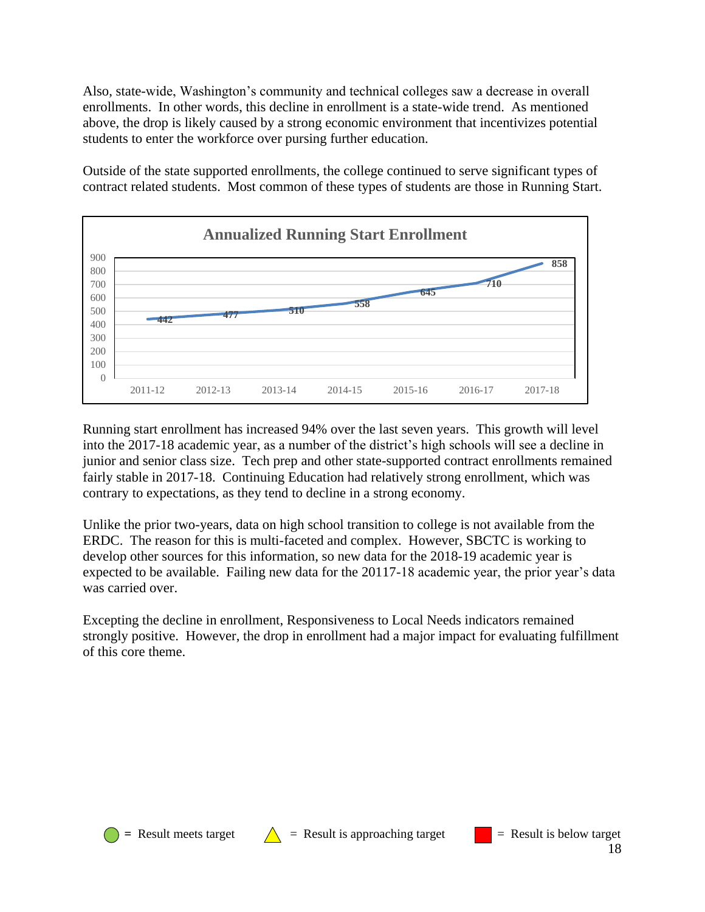Also, state-wide, Washington's community and technical colleges saw a decrease in overall enrollments. In other words, this decline in enrollment is a state-wide trend. As mentioned above, the drop is likely caused by a strong economic environment that incentivizes potential students to enter the workforce over pursing further education.

Outside of the state supported enrollments, the college continued to serve significant types of contract related students. Most common of these types of students are those in Running Start.

**Annualized Running Start Enrollment**

| Year | Enrollment |
|---|---|
| 2011-12 | 442 |
| 2012-13 | 477 |
| 2013-14 | 510 |
| 2014-15 | 558 |
| 2015-16 | 645 |
| 2016-17 | 710 |
| 2017-18 | 858 |

Running start enrollment has increased 94% over the last seven years. This growth will level into the 2017-18 academic year, as a number of the district's high schools will see a decline in junior and senior class size. Tech prep and other state-supported contract enrollments remained fairly stable in 2017-18. Continuing Education had relatively strong enrollment, which was contrary to expectations, as they tend to decline in a strong economy.

Unlike the prior two-years, data on high school transition to college is not available from the ERDC. The reason for this is multi-faceted and complex. However, SBCTC is working to develop other sources for this information, so new data for the 2018-19 academic year is expected to be available. Failing new data for the 20117-18 academic year, the prior year's data was carried over.

Excepting the decline in enrollment, Responsiveness to Local Needs indicators remained strongly positive. However, the drop in enrollment had a major impact for evaluating fulfillment of this core theme.

● = Result meets target ▲ = Result is approaching target ■ = Result is below target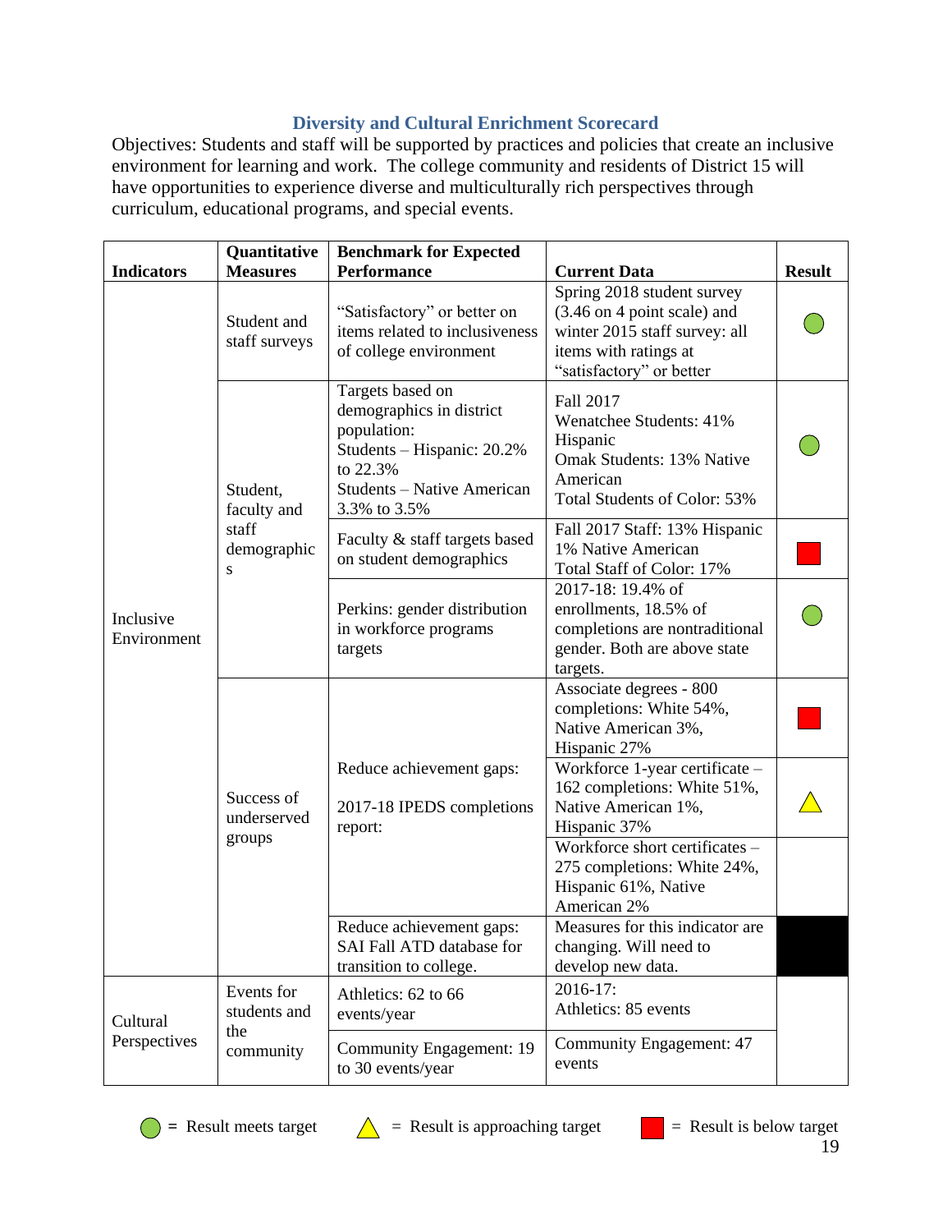## Diversity and Cultural Enrichment Scorecard

Objectives: Students and staff will be supported by practices and policies that create an inclusive environment for learning and work. The college community and residents of District 15 will have opportunities to experience diverse and multiculturally rich perspectives through curriculum, educational programs, and special events.

| Indicators | Quantitative Measures | Benchmark for Expected Performance | Current Data | Result |
|---|---|---|---|---|
| Inclusive Environment | Student and staff surveys | "Satisfactory" or better on items related to inclusiveness of college environment | Spring 2018 student survey (3.46 on 4 point scale) and winter 2015 staff survey: all items with ratings at "satisfactory" or better | Green circle |
| | Student, faculty and staff demographics | Targets based on demographics in district population: Students – Hispanic: 20.2% to 22.3% Students – Native American 3.3% to 3.5% | Fall 2017 Wenatchee Students: 41% Hispanic Omak Students: 13% Native American Total Students of Color: 53% | Green circle |
| | | Faculty & staff targets based on student demographics | Fall 2017 Staff: 13% Hispanic 1% Native American Total Staff of Color: 17% | Red square |
| | | Perkins: gender distribution in workforce programs targets | 2017-18: 19.4% of enrollments, 18.5% of completions are nontraditional gender. Both are above state targets. | Green circle |
| | Success of underserved groups | Reduce achievement gaps: 2017-18 IPEDS completions report: | Associate degrees - 800 completions: White 54%, Native American 3%, Hispanic 27% | Red square |
| | | | Workforce 1-year certificate – 162 completions: White 51%, Native American 1%, Hispanic 37% | Yellow triangle |
| | | | Workforce short certificates – 275 completions: White 24%, Hispanic 61%, Native American 2% | |
| | | Reduce achievement gaps: SAI Fall ATD database for transition to college. | Measures for this indicator are changing. Will need to develop new data. | Black |
| Cultural Perspectives | Events for students and the community | Athletics: 62 to 66 events/year | 2016-17: Athletics: 85 events | |
| | | Community Engagement: 19 to 30 events/year | Community Engagement: 47 events | |

Green circle = Result meets target; Yellow triangle = Result is approaching target; Red square = Result is below target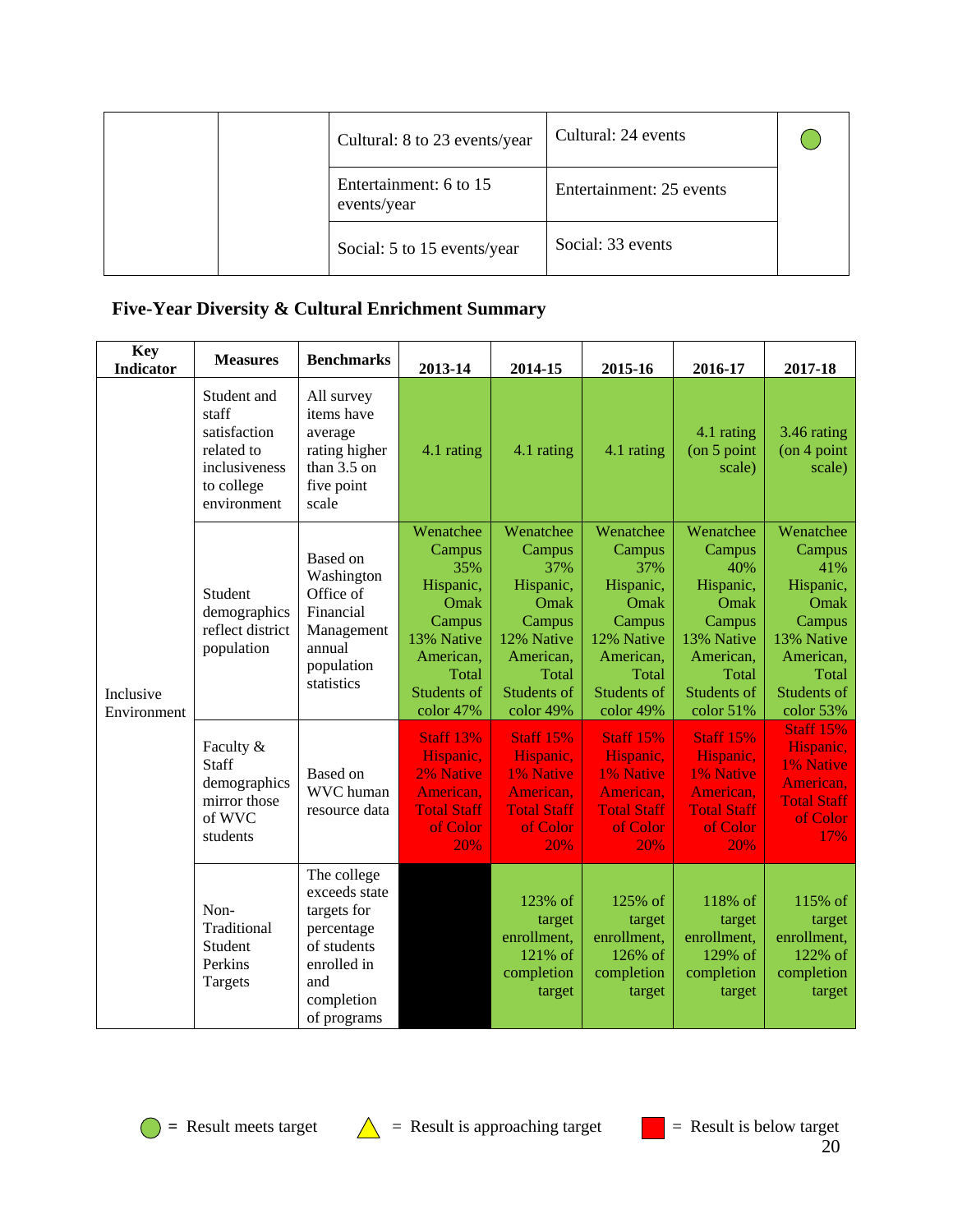| | | | | |
|---|---|---|---|---|
| | | Cultural: 8 to 23 events/year | Cultural: 24 events | 🟢 |
| | | Entertainment: 6 to 15 events/year | Entertainment: 25 events | |
| | | Social: 5 to 15 events/year | Social: 33 events | |

### Five-Year Diversity & Cultural Enrichment Summary

| Key Indicator | Measures | Benchmarks | 2013-14 | 2014-15 | 2015-16 | 2016-17 | 2017-18 |
|---|---|---|---|---|---|---|---|
| Inclusive Environment | Student and staff satisfaction related to inclusiveness to college environment | All survey items have average rating higher than 3.5 on five point scale | 4.1 rating | 4.1 rating | 4.1 rating | 4.1 rating (on 5 point scale) | 3.46 rating (on 4 point scale) |
| | Student demographics reflect district population | Based on Washington Office of Financial Management annual population statistics | Wenatchee Campus 35% Hispanic, Omak Campus 13% Native American, Total Students of color 47% | Wenatchee Campus 37% Hispanic, Omak Campus 12% Native American, Total Students of color 49% | Wenatchee Campus 37% Hispanic, Omak Campus 12% Native American, Total Students of color 49% | Wenatchee Campus 40% Hispanic, Omak Campus 13% Native American, Total Students of color 51% | Wenatchee Campus 41% Hispanic, Omak Campus 13% Native American, Total Students of color 53% |
| | Faculty & Staff demographics mirror those of WVC students | Based on WVC human resource data | Staff 13% Hispanic, 2% Native American, Total Staff of Color 20% | Staff 15% Hispanic, 1% Native American, Total Staff of Color 20% | Staff 15% Hispanic, 1% Native American, Total Staff of Color 20% | Staff 15% Hispanic, 1% Native American, Total Staff of Color 20% | Staff 15% Hispanic, 1% Native American, Total Staff of Color 17% |
| | Non-Traditional Student Perkins Targets | The college exceeds state targets for percentage of students enrolled in and completion of programs | | 123% of target enrollment, 121% of completion target | 125% of target enrollment, 126% of completion target | 118% of target enrollment, 129% of completion target | 115% of target enrollment, 122% of completion target |

🟢 = Result meets target  ⚠ = Result is approaching target  🟥 = Result is below target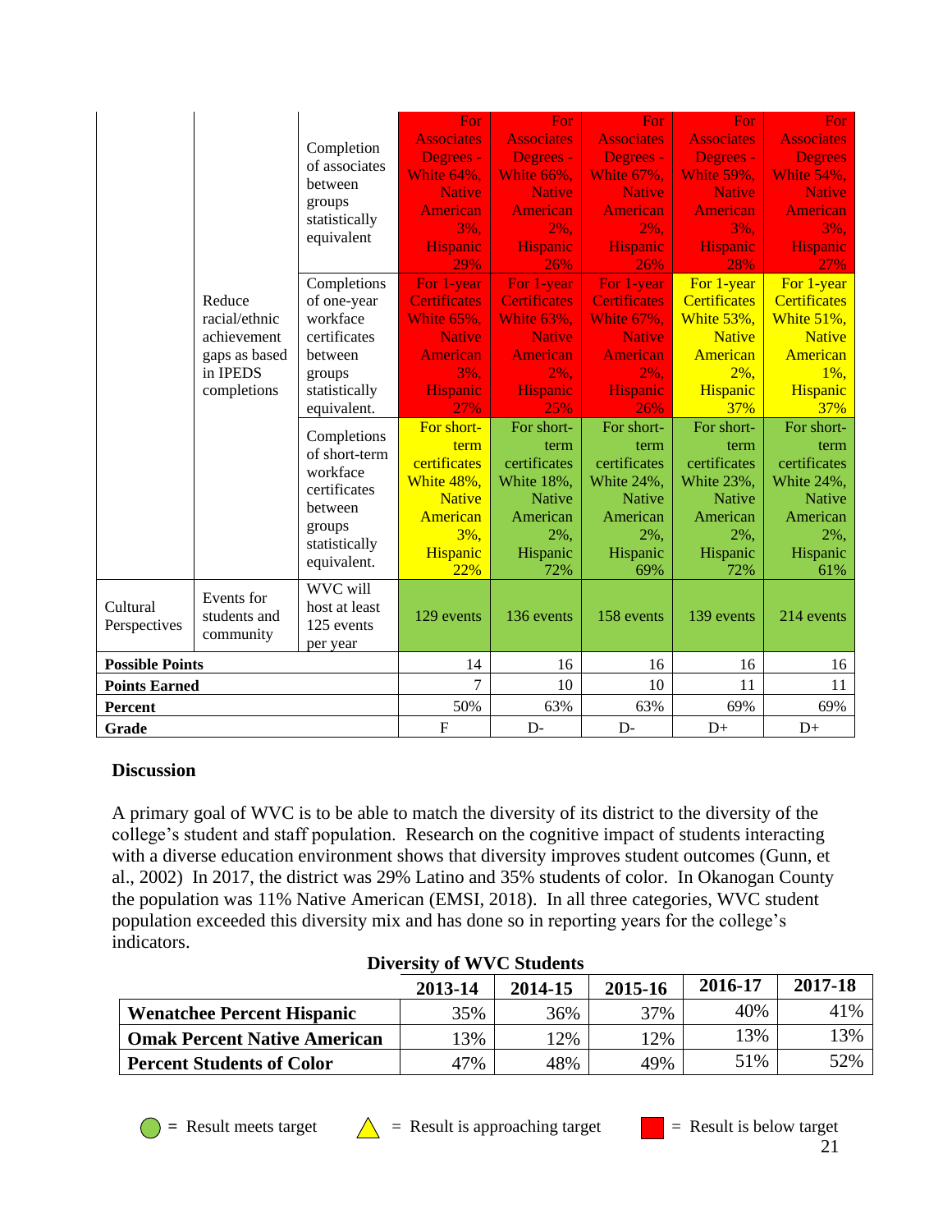| | | | | | | | |
|---|---|---|---|---|---|---|---|
| | Reduce racial/ethnic achievement gaps as based in IPEDS completions | Completion of associates between groups statistically equivalent | For Associates Degrees - White 64%, Native American 3%, Hispanic 29% | For Associates Degrees - White 66%, Native American 2%, Hispanic 26% | For Associates Degrees - White 67%, Native American 2%, Hispanic 26% | For Associates Degrees - White 59%, Native American 3%, Hispanic 28% | For Associates Degrees White 54%, Native American 3%, Hispanic 27% |
| | | Completions of one-year workforce certificates between groups statistically equivalent. | For 1-year Certificates White 65%, Native American 3%, Hispanic 27% | For 1-year Certificates White 63%, Native American 2%, Hispanic 25% | For 1-year Certificates White 67%, Native American 2%, Hispanic 26% | For 1-year Certificates White 53%, Native American 2%, Hispanic 37% | For 1-year Certificates White 51%, Native American 1%, Hispanic 37% |
| | | Completions of short-term workforce certificates between groups statistically equivalent. | For short-term certificates White 48%, Native American 3%, Hispanic 22% | For short-term certificates White 18%, Native American 2%, Hispanic 72% | For short-term certificates White 24%, Native American 2%, Hispanic 69% | For short-term certificates White 23%, Native American 2%, Hispanic 72% | For short-term certificates White 24%, Native American 2%, Hispanic 61% |
| Cultural Perspectives | Events for students and community | WVC will host at least 125 events per year | 129 events | 136 events | 158 events | 139 events | 214 events |
| **Possible Points** | | | 14 | 16 | 16 | 16 | 16 |
| **Points Earned** | | | 7 | 10 | 10 | 11 | 11 |
| **Percent** | | | 50% | 63% | 63% | 69% | 69% |
| **Grade** | | | F | D- | D- | D+ | D+ |

## Discussion

A primary goal of WVC is to be able to match the diversity of its district to the diversity of the college's student and staff population. Research on the cognitive impact of students interacting with a diverse education environment shows that diversity improves student outcomes (Gunn, et al., 2002) In 2017, the district was 29% Latino and 35% students of color. In Okanogan County the population was 11% Native American (EMSI, 2018). In all three categories, WVC student population exceeded this diversity mix and has done so in reporting years for the college's indicators.

**Diversity of WVC Students**

| | 2013-14 | 2014-15 | 2015-16 | 2016-17 | 2017-18 |
|---|---|---|---|---|---|
| **Wenatchee Percent Hispanic** | 35% | 36% | 37% | 40% | 41% |
| **Omak Percent Native American** | 13% | 12% | 12% | 13% | 13% |
| **Percent Students of Color** | 47% | 48% | 49% | 51% | 52% |

= Result meets target &nbsp;&nbsp; = Result is approaching target &nbsp;&nbsp; = Result is below target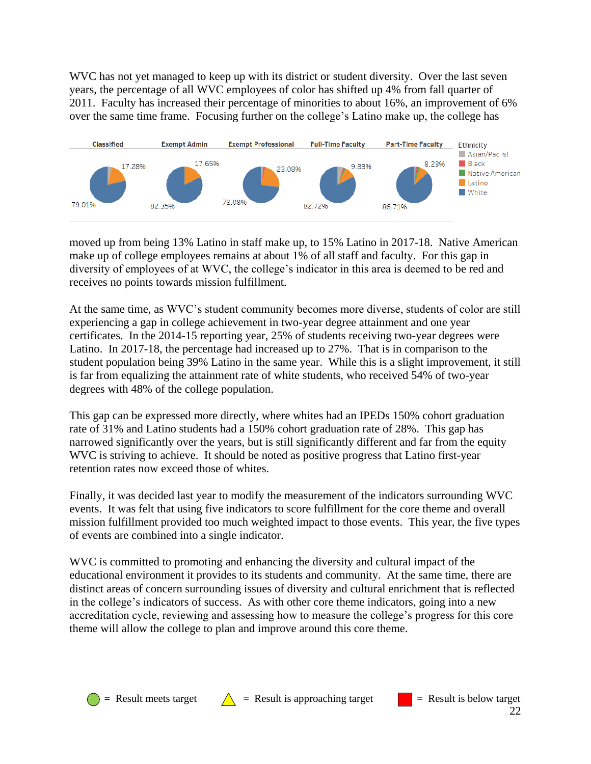WVC has not yet managed to keep up with its district or student diversity. Over the last seven years, the percentage of all WVC employees of color has shifted up 4% from fall quarter of 2011. Faculty has increased their percentage of minorities to about 16%, an improvement of 6% over the same time frame. Focusing further on the college's Latino make up, the college has moved up from being 13% Latino in staff make up, to 15% Latino in 2017-18. Native American make up of college employees remains at about 1% of all staff and faculty. For this gap in diversity of employees of at WVC, the college's indicator in this area is deemed to be red and receives no points towards mission fulfillment.

At the same time, as WVC's student community becomes more diverse, students of color are still experiencing a gap in college achievement in two-year degree attainment and one year certificates. In the 2014-15 reporting year, 25% of students receiving two-year degrees were Latino. In 2017-18, the percentage had increased up to 27%. That is in comparison to the student population being 39% Latino in the same year. While this is a slight improvement, it still is far from equalizing the attainment rate of white students, who received 54% of two-year degrees with 48% of the college population.

This gap can be expressed more directly, where whites had an IPEDs 150% cohort graduation rate of 31% and Latino students had a 150% cohort graduation rate of 28%. This gap has narrowed significantly over the years, but is still significantly different and far from the equity WVC is striving to achieve. It should be noted as positive progress that Latino first-year retention rates now exceed those of whites.

Finally, it was decided last year to modify the measurement of the indicators surrounding WVC events. It was felt that using five indicators to score fulfillment for the core theme and overall mission fulfillment provided too much weighted impact to those events. This year, the five types of events are combined into a single indicator.

WVC is committed to promoting and enhancing the diversity and cultural impact of the educational environment it provides to its students and community. At the same time, there are distinct areas of concern surrounding issues of diversity and cultural enrichment that is reflected in the college's indicators of success. As with other core theme indicators, going into a new accreditation cycle, reviewing and assessing how to measure the college's progress for this core theme will allow the college to plan and improve around this core theme.

● = Result meets target ▲ = Result is approaching target ■ = Result is below target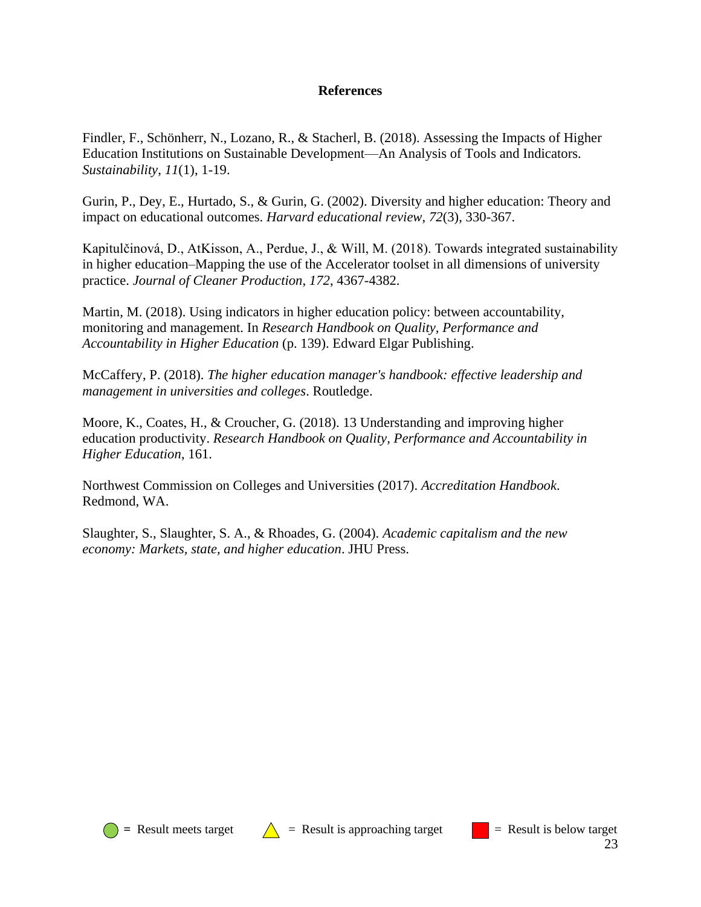## References

Findler, F., Schönherr, N., Lozano, R., & Stacherl, B. (2018). Assessing the Impacts of Higher Education Institutions on Sustainable Development—An Analysis of Tools and Indicators. *Sustainability*, *11*(1), 1-19.

Gurin, P., Dey, E., Hurtado, S., & Gurin, G. (2002). Diversity and higher education: Theory and impact on educational outcomes. *Harvard educational review*, *72*(3), 330-367.

Kapitulčinová, D., AtKisson, A., Perdue, J., & Will, M. (2018). Towards integrated sustainability in higher education–Mapping the use of the Accelerator toolset in all dimensions of university practice. *Journal of Cleaner Production*, *172*, 4367-4382.

Martin, M. (2018). Using indicators in higher education policy: between accountability, monitoring and management. In *Research Handbook on Quality, Performance and Accountability in Higher Education* (p. 139). Edward Elgar Publishing.

McCaffery, P. (2018). *The higher education manager's handbook: effective leadership and management in universities and colleges*. Routledge.

Moore, K., Coates, H., & Croucher, G. (2018). 13 Understanding and improving higher education productivity. *Research Handbook on Quality, Performance and Accountability in Higher Education*, 161.

Northwest Commission on Colleges and Universities (2017). *Accreditation Handbook*. Redmond, WA.

Slaughter, S., Slaughter, S. A., & Rhoades, G. (2004). *Academic capitalism and the new economy: Markets, state, and higher education*. JHU Press.

= Result meets target = Result is approaching target = Result is below target